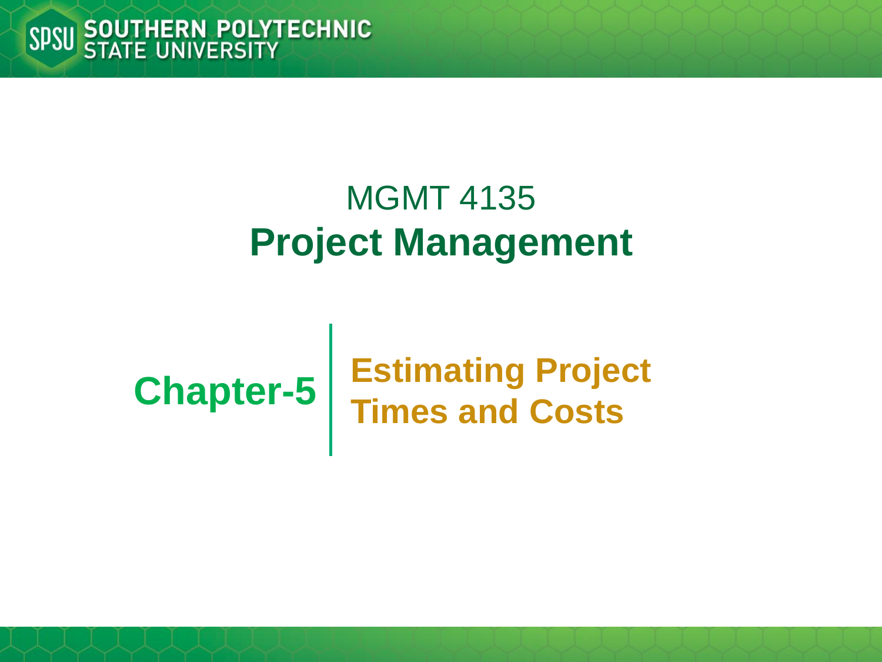# MGMT 4135
# Project Management

## Chapter-5

## Estimating Project Times and Costs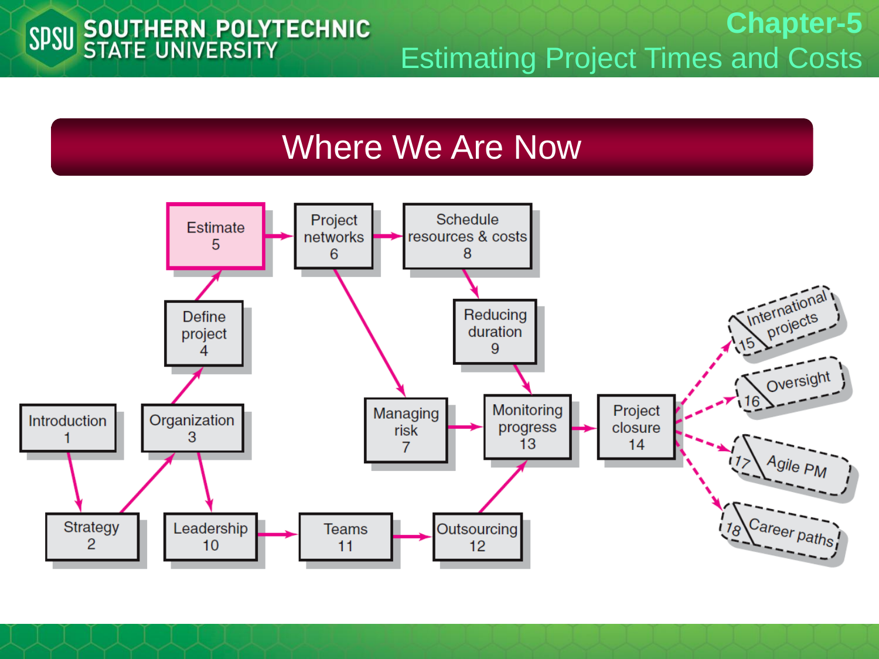# Where We Are Now

Introduction 1

Strategy 2

Organization 3

Define project 4

Estimate 5

Project networks 6

Managing risk 7

Schedule resources & costs 8

Reducing duration 9

Leadership 10

Teams 11

Outsourcing 12

Monitoring progress 13

Project closure 14

International projects 15

Oversight 16

Agile PM 17

Career paths 18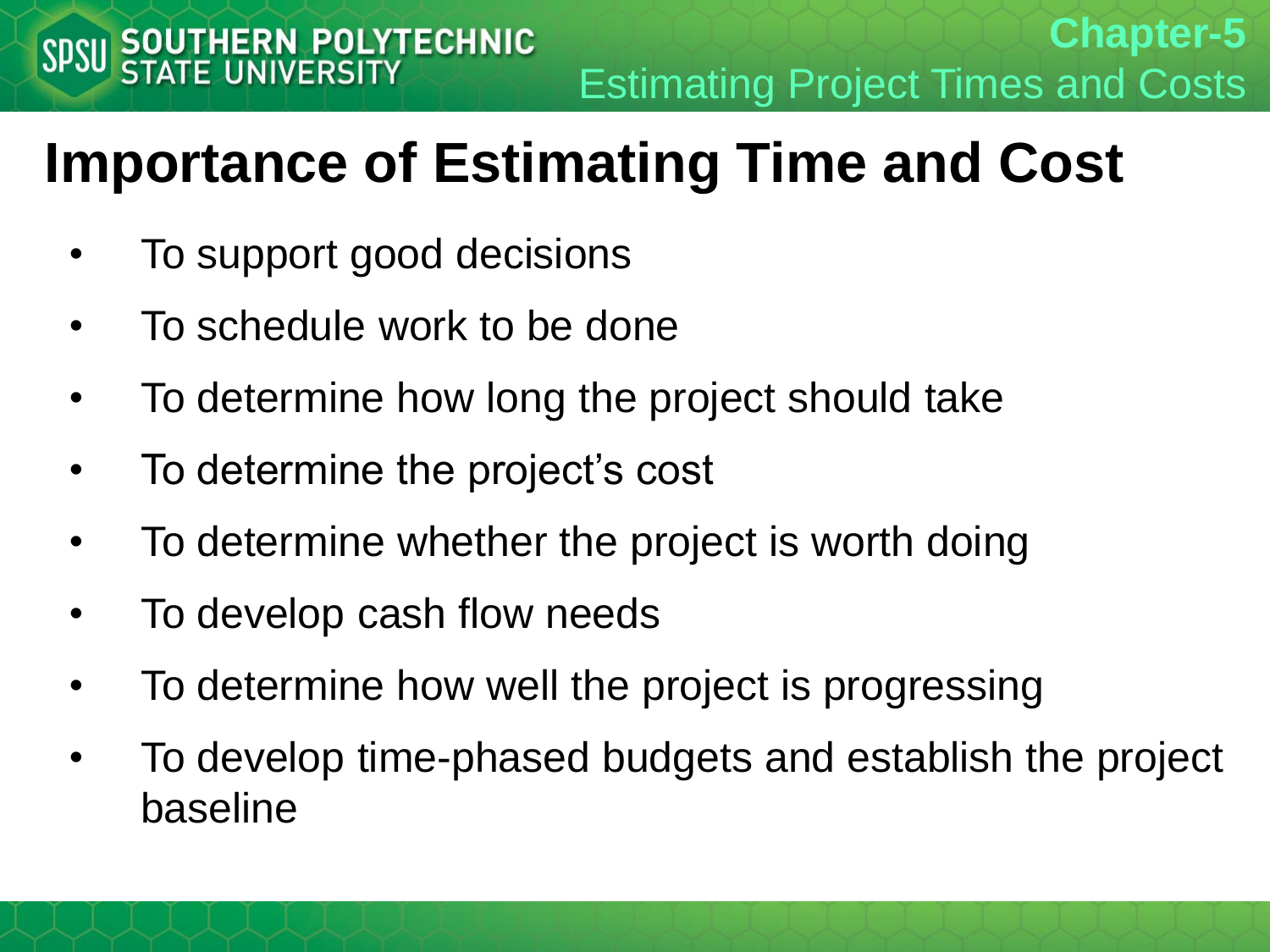# Importance of Estimating Time and Cost

- To support good decisions
- To schedule work to be done
- To determine how long the project should take
- To determine the project's cost
- To determine whether the project is worth doing
- To develop cash flow needs
- To determine how well the project is progressing
- To develop time-phased budgets and establish the project baseline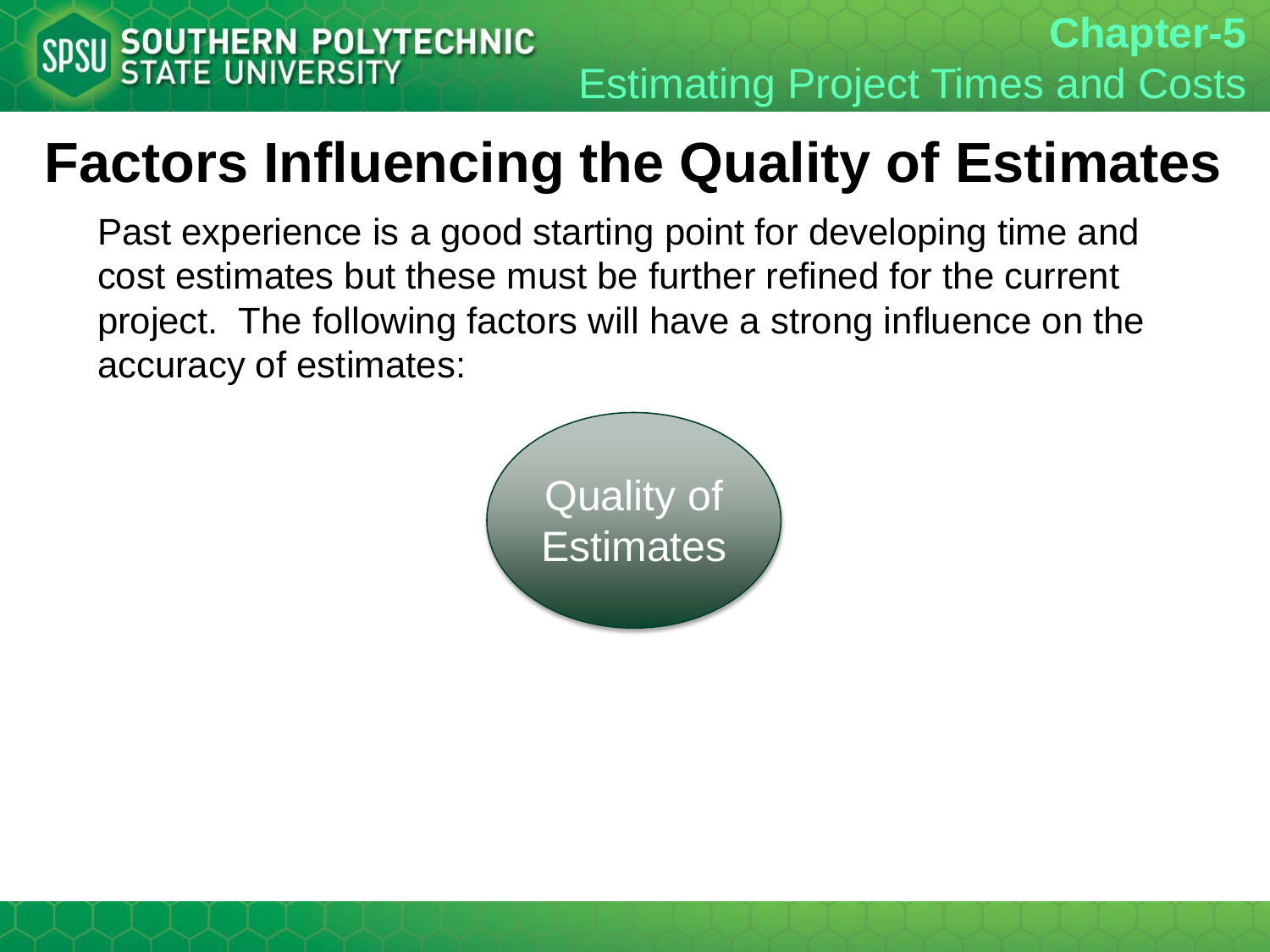# Factors Influencing the Quality of Estimates

Past experience is a good starting point for developing time and cost estimates but these must be further refined for the current project. The following factors will have a strong influence on the accuracy of estimates:

Quality of Estimates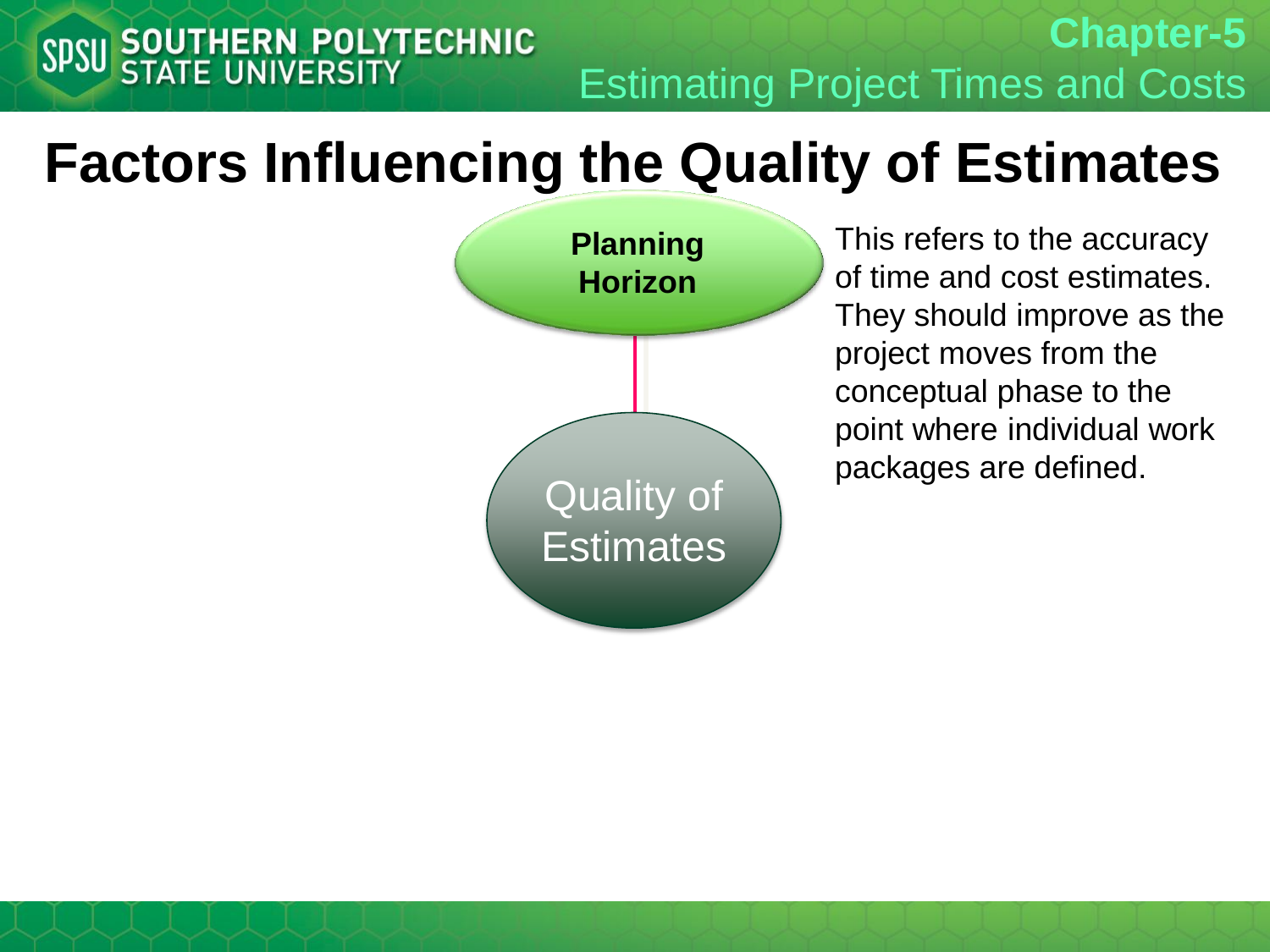# Factors Influencing the Quality of Estimates

**Planning Horizon**

Quality of Estimates

This refers to the accuracy of time and cost estimates. They should improve as the project moves from the conceptual phase to the point where individual work packages are defined.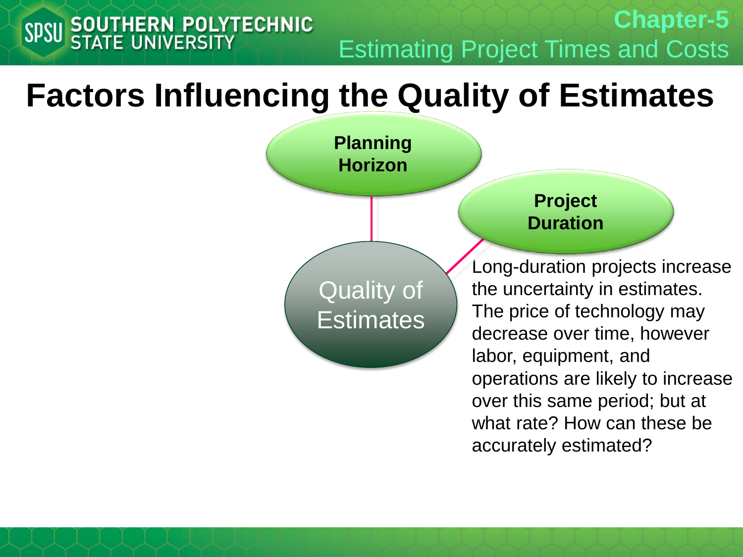# Factors Influencing the Quality of Estimates

Planning Horizon

Project Duration

Quality of Estimates

Long-duration projects increase the uncertainty in estimates. The price of technology may decrease over time, however labor, equipment, and operations are likely to increase over this same period; but at what rate? How can these be accurately estimated?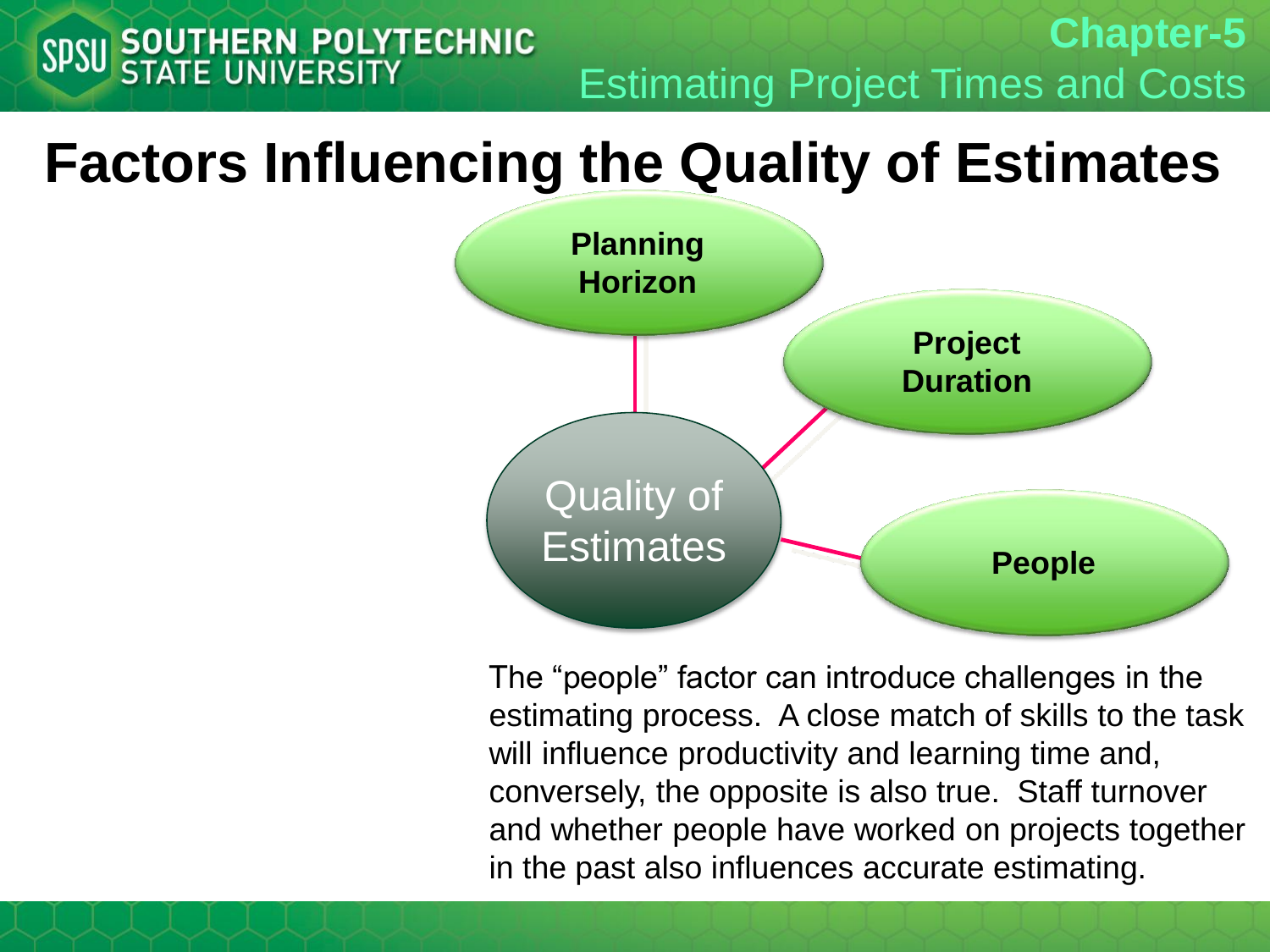# Factors Influencing the Quality of Estimates

- Quality of Estimates
  - Planning Horizon
  - Project Duration
  - People

The "people" factor can introduce challenges in the estimating process. A close match of skills to the task will influence productivity and learning time and, conversely, the opposite is also true. Staff turnover and whether people have worked on projects together in the past also influences accurate estimating.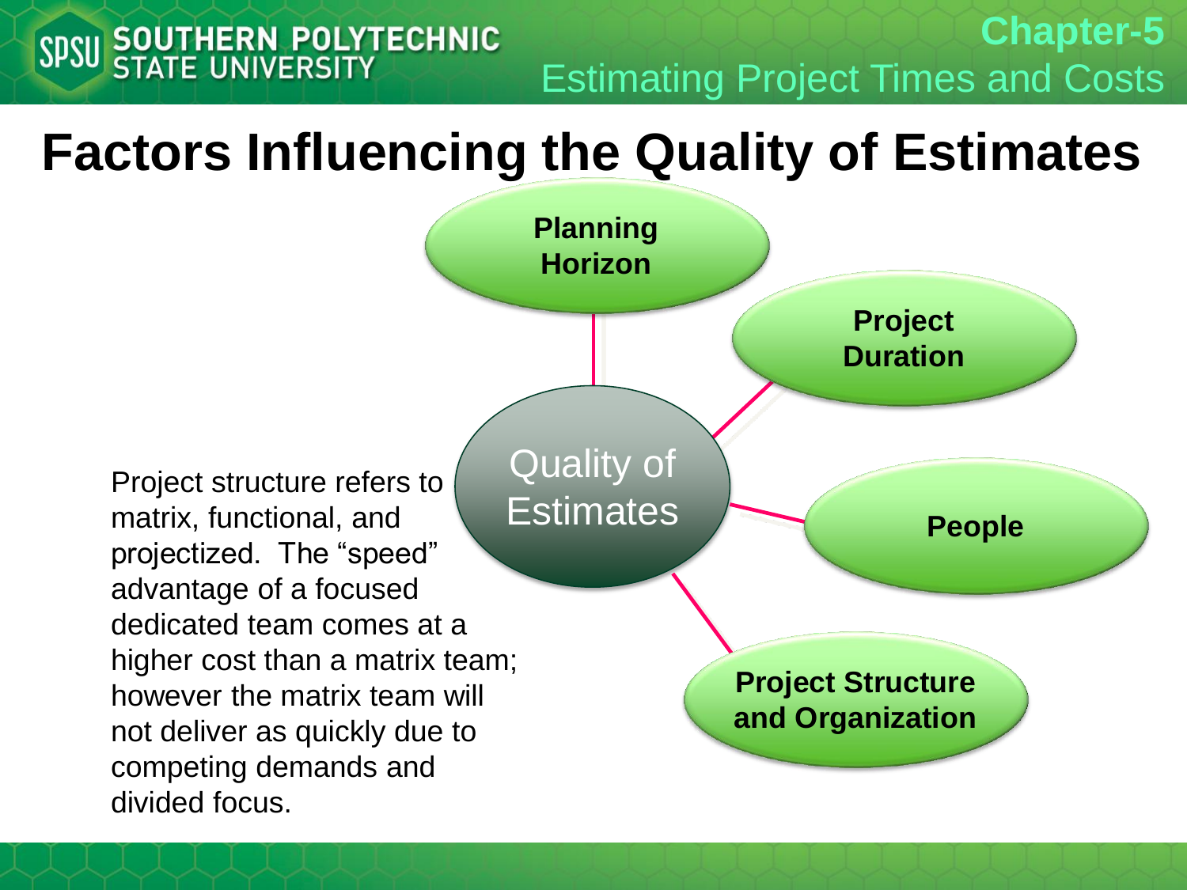# Factors Influencing the Quality of Estimates

Quality of Estimates

- Planning Horizon
- Project Duration
- People
- Project Structure and Organization

Project structure refers to matrix, functional, and projectized. The "speed" advantage of a focused dedicated team comes at a higher cost than a matrix team; however the matrix team will not deliver as quickly due to competing demands and divided focus.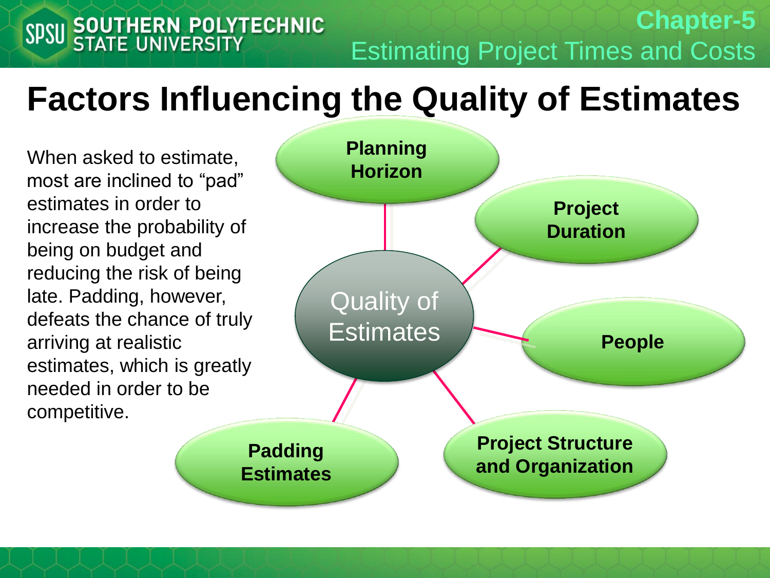# Factors Influencing the Quality of Estimates

When asked to estimate, most are inclined to "pad" estimates in order to increase the probability of being on budget and reducing the risk of being late. Padding, however, defeats the chance of truly arriving at realistic estimates, which is greatly needed in order to be competitive.

Quality of Estimates

- Planning Horizon
- Project Duration
- People
- Project Structure and Organization
- Padding Estimates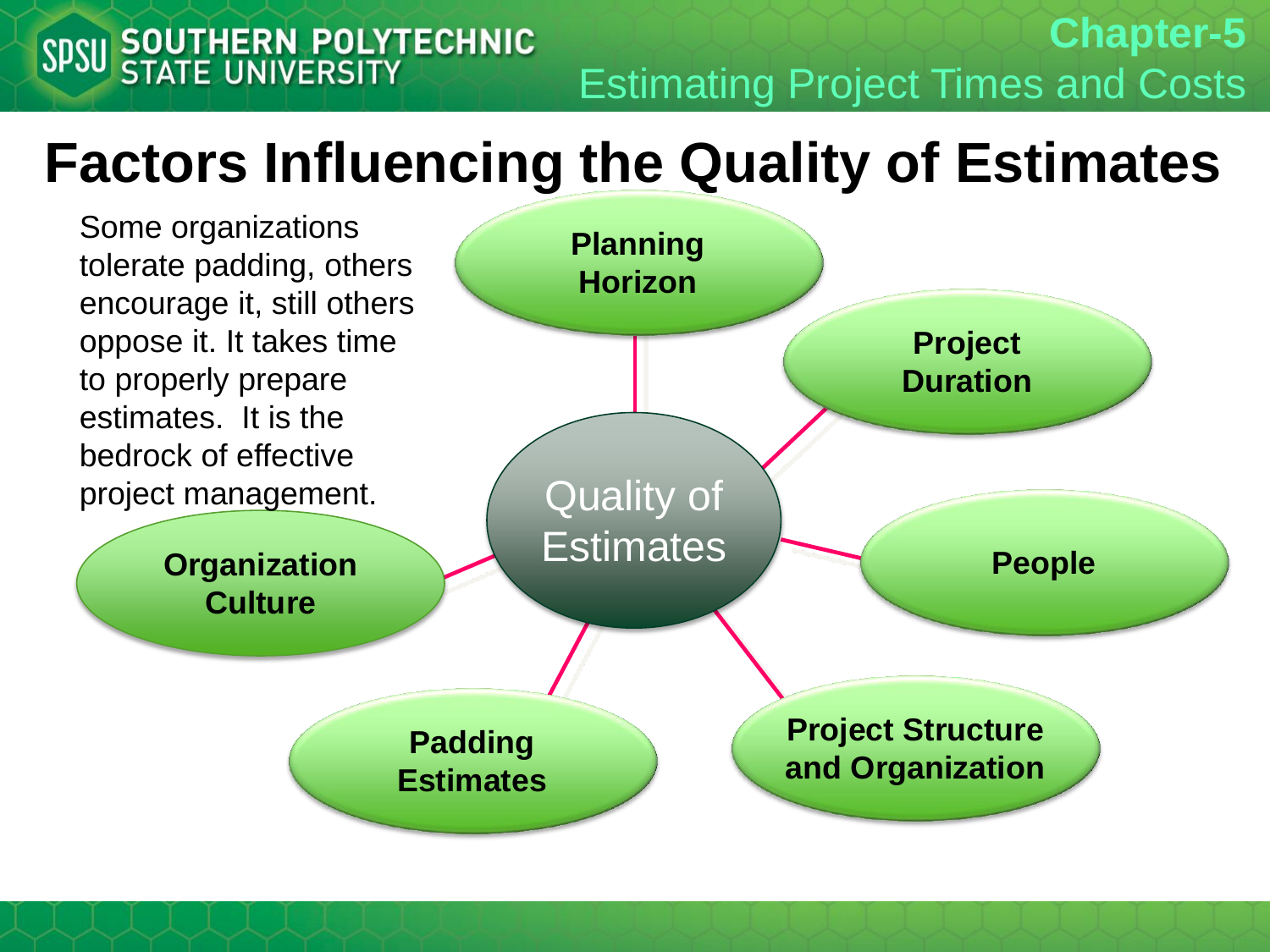# Factors Influencing the Quality of Estimates

Some organizations tolerate padding, others encourage it, still others oppose it. It takes time to properly prepare estimates. It is the bedrock of effective project management.

Quality of Estimates

- Planning Horizon
- Project Duration
- People
- Project Structure and Organization
- Padding Estimates
- Organization Culture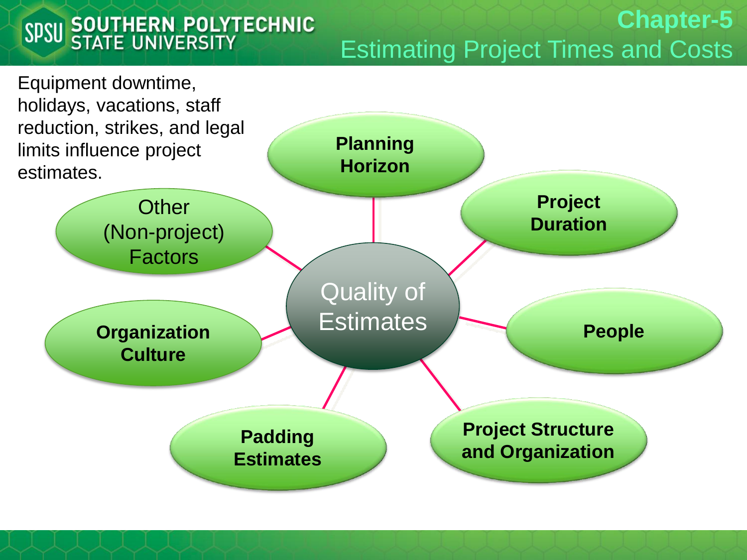## Chapter-5

## Estimating Project Times and Costs

Equipment downtime, holidays, vacations, staff reduction, strikes, and legal limits influence project estimates.

**Quality of Estimates**

- **Planning Horizon**
- **Project Duration**
- **People**
- **Project Structure and Organization**
- **Padding Estimates**
- **Organization Culture**
- Other (Non-project) Factors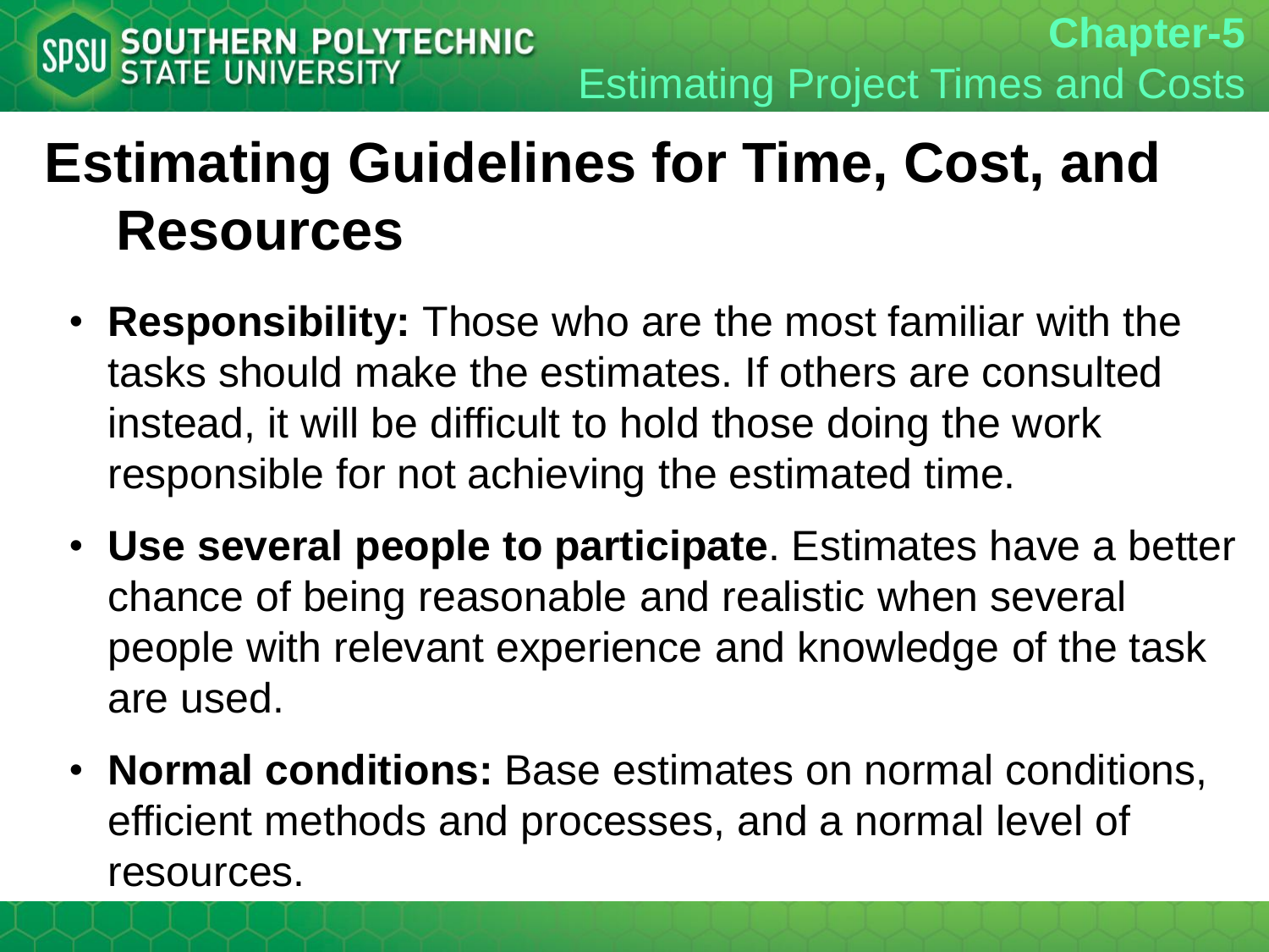# Estimating Guidelines for Time, Cost, and Resources

- **Responsibility:** Those who are the most familiar with the tasks should make the estimates. If others are consulted instead, it will be difficult to hold those doing the work responsible for not achieving the estimated time.
- **Use several people to participate**. Estimates have a better chance of being reasonable and realistic when several people with relevant experience and knowledge of the task are used.
- **Normal conditions:** Base estimates on normal conditions, efficient methods and processes, and a normal level of resources.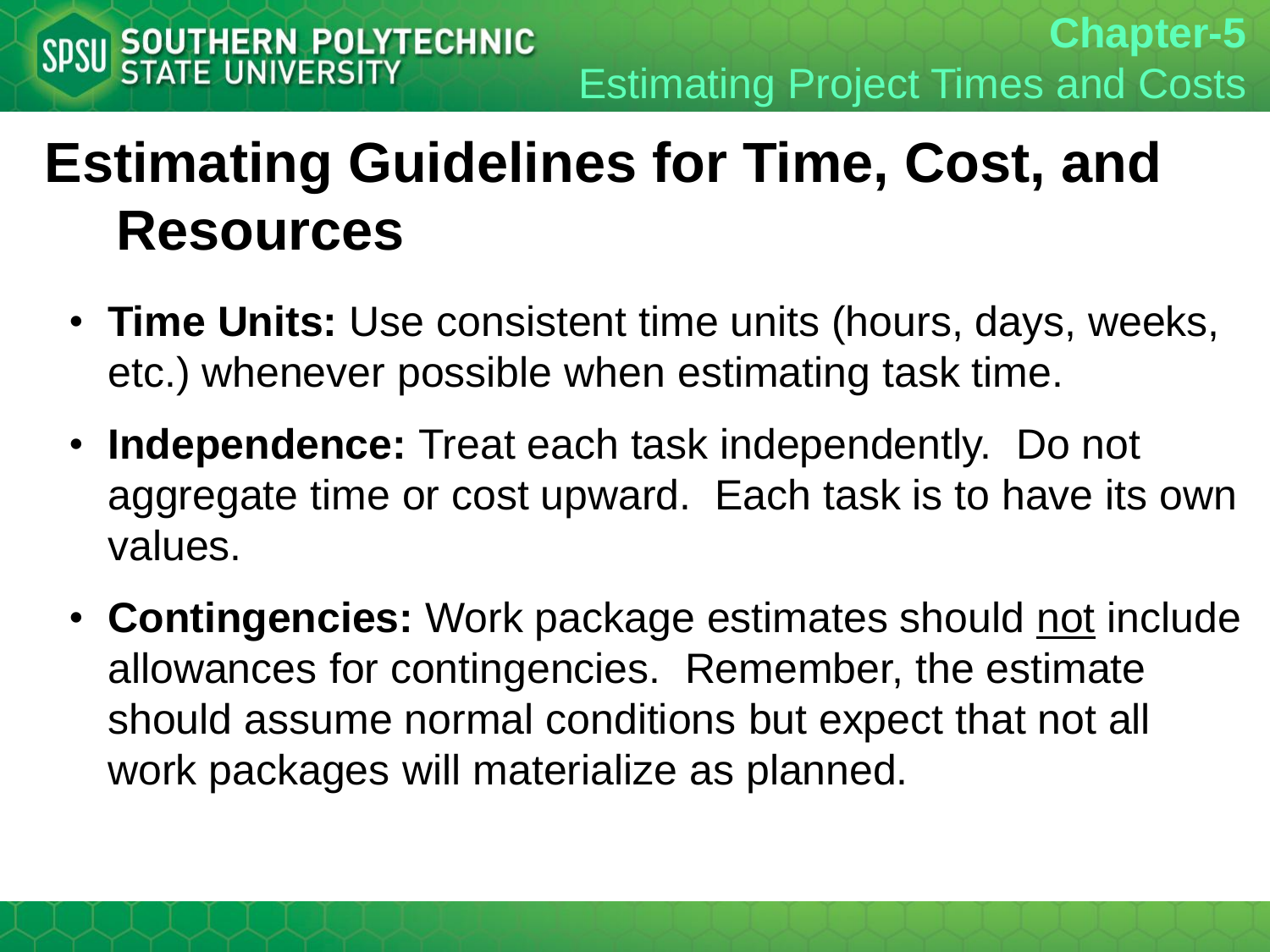# Estimating Guidelines for Time, Cost, and Resources

- **Time Units:** Use consistent time units (hours, days, weeks, etc.) whenever possible when estimating task time.
- **Independence:** Treat each task independently. Do not aggregate time or cost upward. Each task is to have its own values.
- **Contingencies:** Work package estimates should <u>not</u> include allowances for contingencies. Remember, the estimate should assume normal conditions but expect that not all work packages will materialize as planned.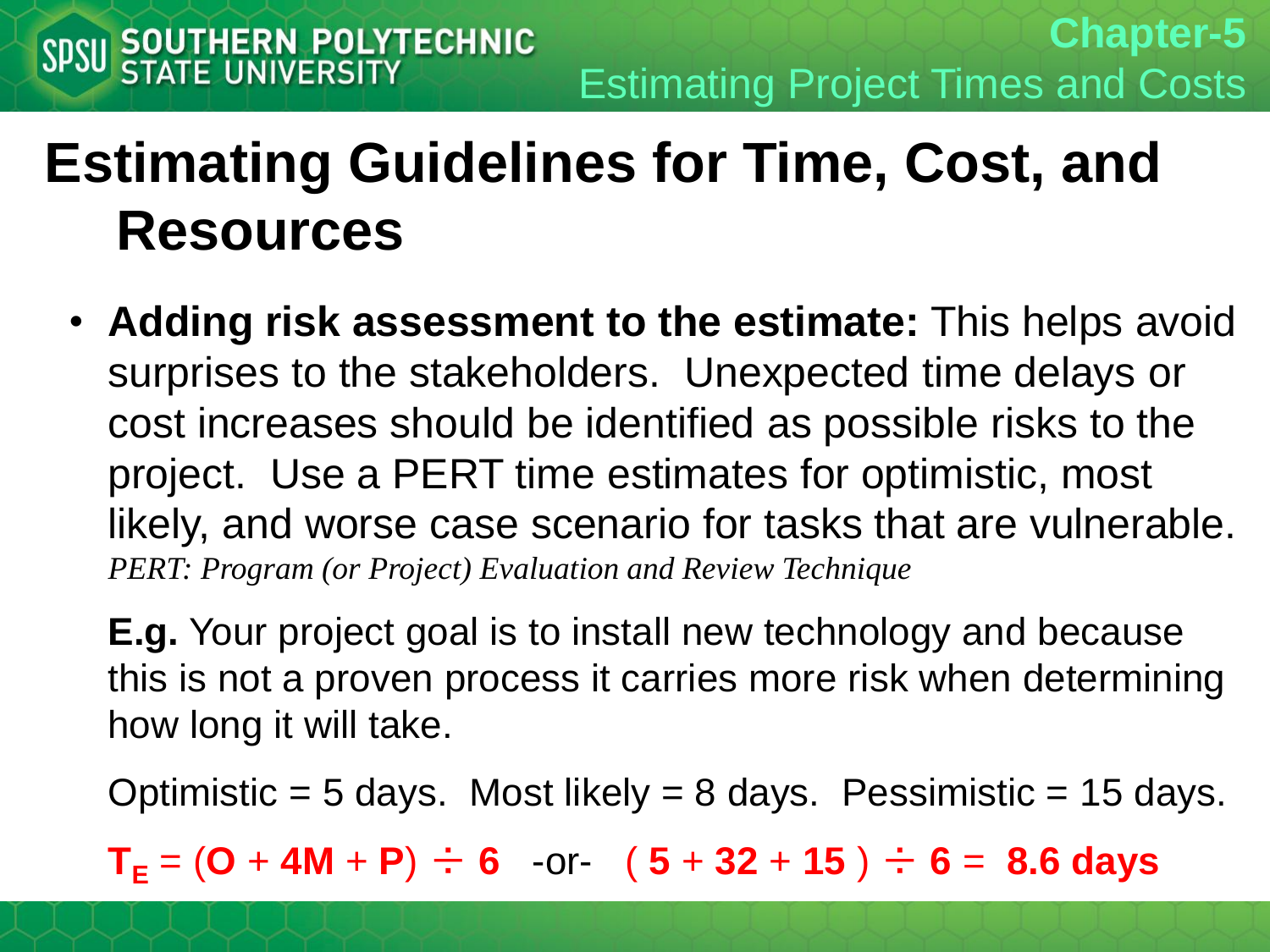# Estimating Guidelines for Time, Cost, and Resources

- **Adding risk assessment to the estimate:** This helps avoid surprises to the stakeholders. Unexpected time delays or cost increases should be identified as possible risks to the project. Use a PERT time estimates for optimistic, most likely, and worse case scenario for tasks that are vulnerable.
  *PERT: Program (or Project) Evaluation and Review Technique*

  **E.g.** Your project goal is to install new technology and because this is not a proven process it carries more risk when determining how long it will take.

  Optimistic = 5 days. Most likely = 8 days. Pessimistic = 15 days.

  $T_E = (O + 4M + P) \div 6$ -or- $(5 + 32 + 15) \div 6 =$ **8.6 days**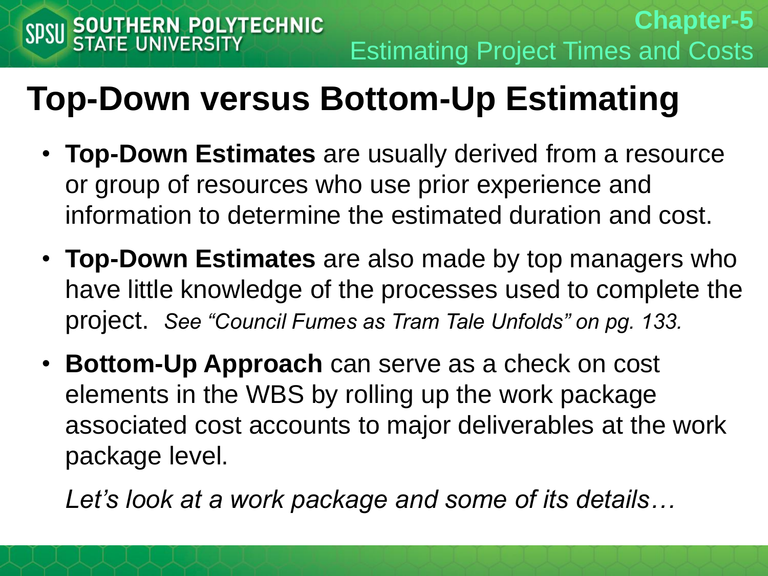# Top-Down versus Bottom-Up Estimating

- **Top-Down Estimates** are usually derived from a resource or group of resources who use prior experience and information to determine the estimated duration and cost.
- **Top-Down Estimates** are also made by top managers who have little knowledge of the processes used to complete the project. *See "Council Fumes as Tram Tale Unfolds" on pg. 133.*
- **Bottom-Up Approach** can serve as a check on cost elements in the WBS by rolling up the work package associated cost accounts to major deliverables at the work package level.

  *Let's look at a work package and some of its details…*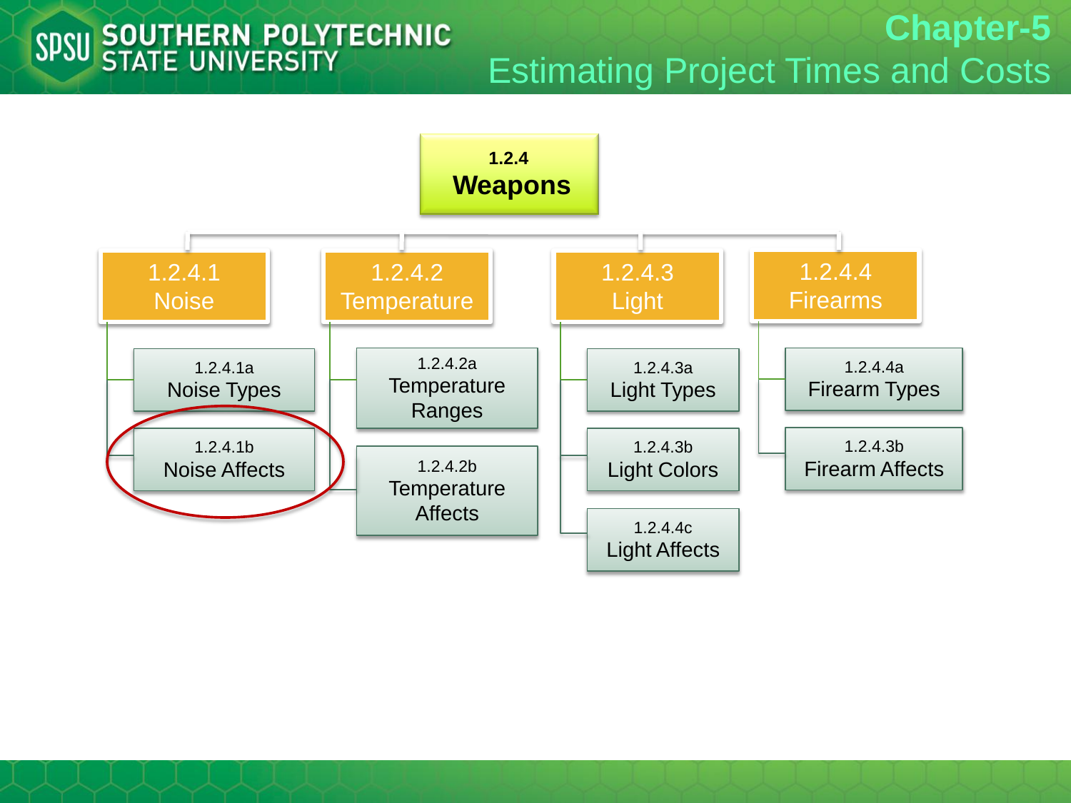# Chapter-5
## Estimating Project Times and Costs

- **1.2.4 Weapons**
  - 1.2.4.1 Noise
    - 1.2.4.1a Noise Types
    - 1.2.4.1b Noise Affects
  - 1.2.4.2 Temperature
    - 1.2.4.2a Temperature Ranges
    - 1.2.4.2b Temperature Affects
  - 1.2.4.3 Light
    - 1.2.4.3a Light Types
    - 1.2.4.3b Light Colors
    - 1.2.4.4c Light Affects
  - 1.2.4.4 Firearms
    - 1.2.4.4a Firearm Types
    - 1.2.4.3b Firearm Affects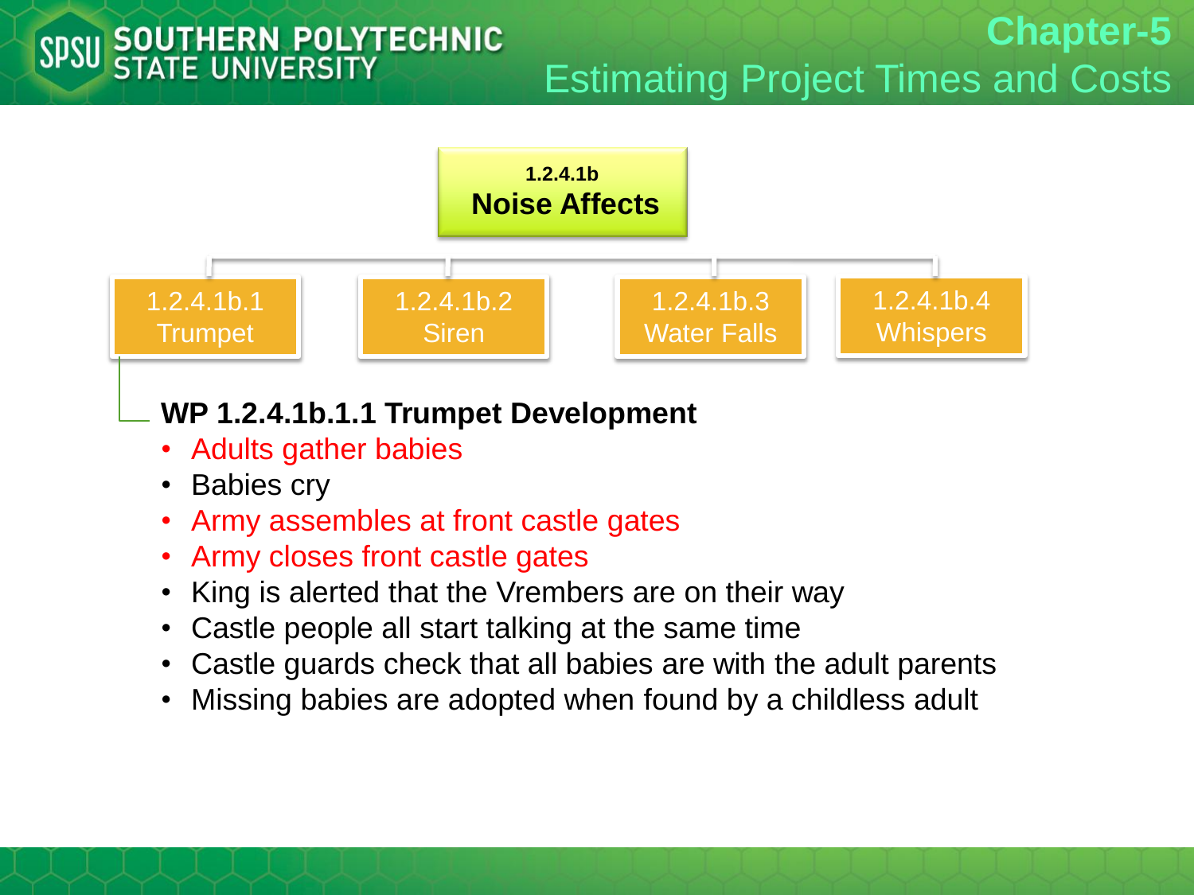# Chapter-5
## Estimating Project Times and Costs

**1.2.4.1b**
**Noise Affects**

- 1.2.4.1b.1 Trumpet
- 1.2.4.1b.2 Siren
- 1.2.4.1b.3 Water Falls
- 1.2.4.1b.4 Whispers

**WP 1.2.4.1b.1.1 Trumpet Development**

- Adults gather babies
- Babies cry
- Army assembles at front castle gates
- Army closes front castle gates
- King is alerted that the Vrembers are on their way
- Castle people all start talking at the same time
- Castle guards check that all babies are with the adult parents
- Missing babies are adopted when found by a childless adult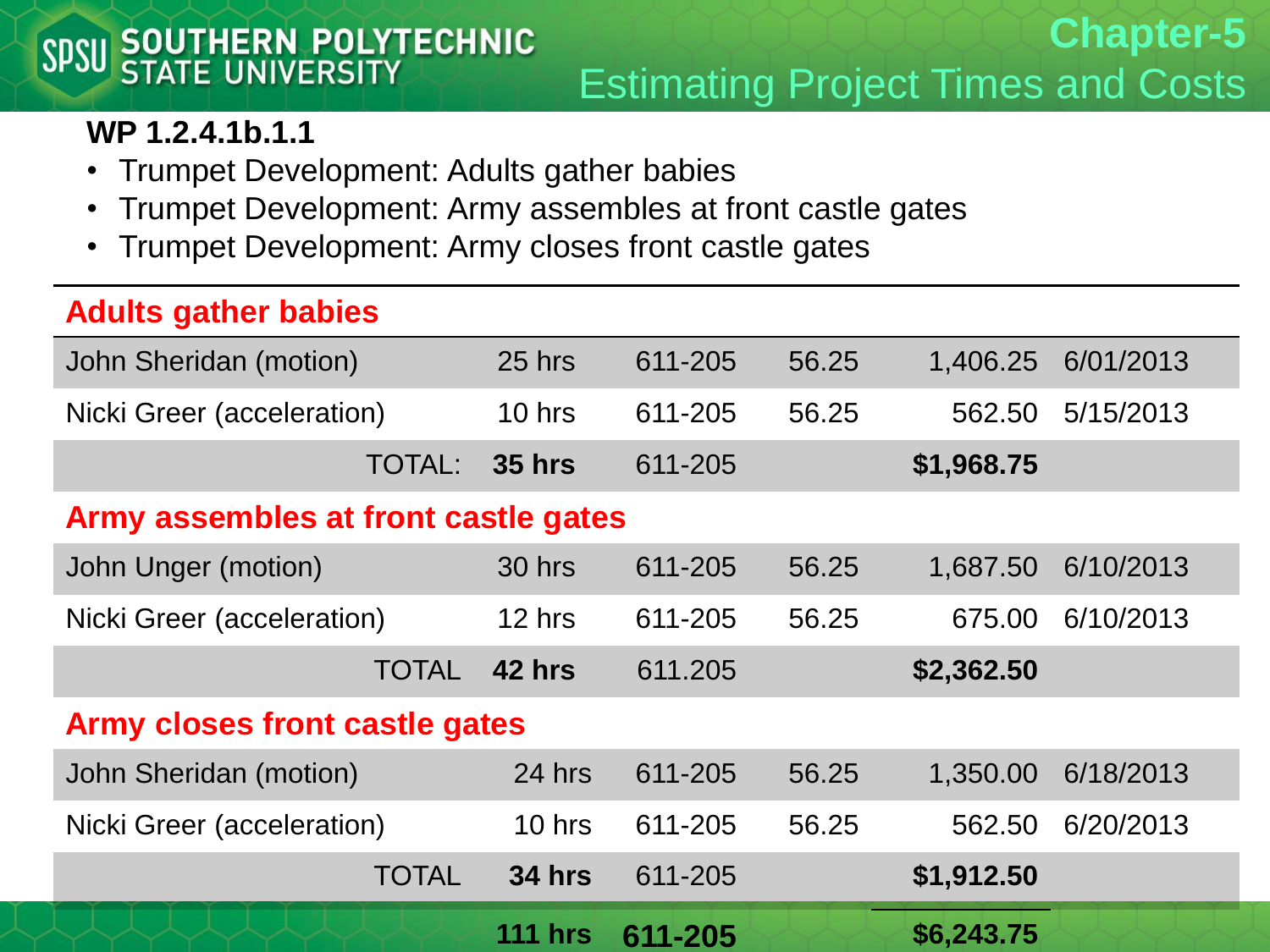**WP 1.2.4.1b.1.1**

- Trumpet Development: Adults gather babies
- Trumpet Development: Army assembles at front castle gates
- Trumpet Development: Army closes front castle gates

| **Adults gather babies** | | | | | |
|---|---|---|---|---|---|
| John Sheridan (motion) | 25 hrs | 611-205 | 56.25 | 1,406.25 | 6/01/2013 |
| Nicki Greer (acceleration) | 10 hrs | 611-205 | 56.25 | 562.50 | 5/15/2013 |
| TOTAL: | **35 hrs** | 611-205 | | **$1,968.75** | |
| **Army assembles at front castle gates** | | | | | |
| John Unger (motion) | 30 hrs | 611-205 | 56.25 | 1,687.50 | 6/10/2013 |
| Nicki Greer (acceleration) | 12 hrs | 611-205 | 56.25 | 675.00 | 6/10/2013 |
| TOTAL | **42 hrs** | 611.205 | | **$2,362.50** | |
| **Army closes front castle gates** | | | | | |
| John Sheridan (motion) | 24 hrs | 611-205 | 56.25 | 1,350.00 | 6/18/2013 |
| Nicki Greer (acceleration) | 10 hrs | 611-205 | 56.25 | 562.50 | 6/20/2013 |
| TOTAL | **34 hrs** | 611-205 | | **$1,912.50** | |
| | **111 hrs** | **611-205** | | **$6,243.75** | |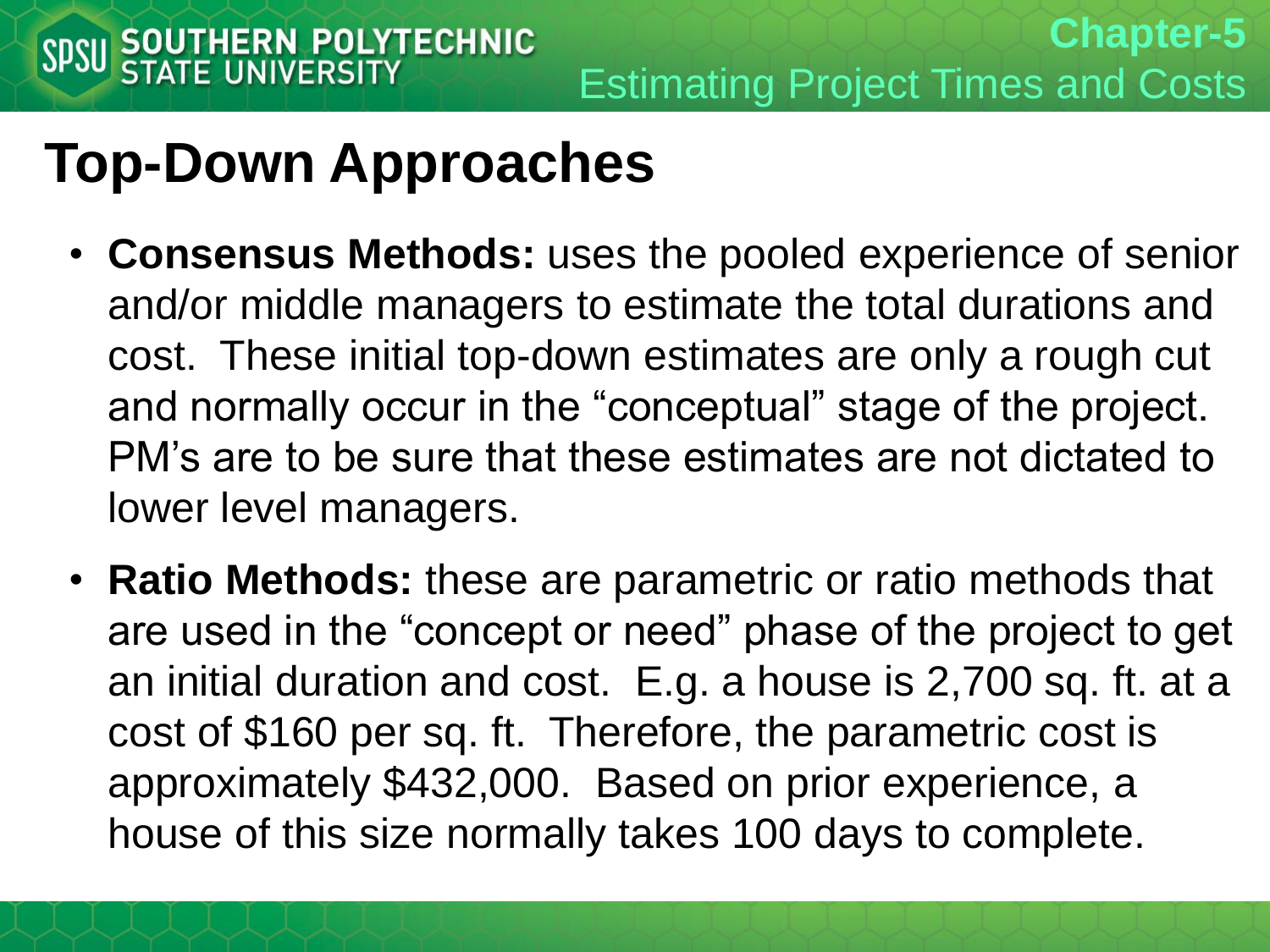# Top-Down Approaches

- **Consensus Methods:** uses the pooled experience of senior and/or middle managers to estimate the total durations and cost. These initial top-down estimates are only a rough cut and normally occur in the "conceptual" stage of the project. PM's are to be sure that these estimates are not dictated to lower level managers.
- **Ratio Methods:** these are parametric or ratio methods that are used in the "concept or need" phase of the project to get an initial duration and cost. E.g. a house is 2,700 sq. ft. at a cost of $160 per sq. ft. Therefore, the parametric cost is approximately $432,000. Based on prior experience, a house of this size normally takes 100 days to complete.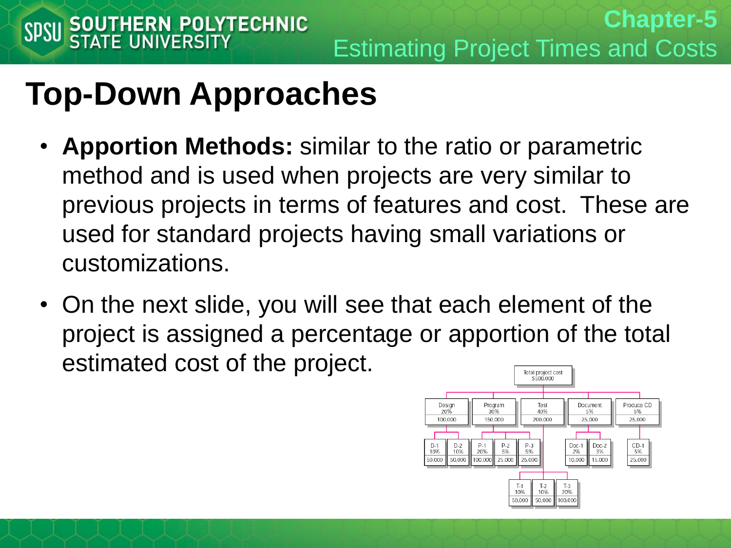# Top-Down Approaches

- **Apportion Methods:** similar to the ratio or parametric method and is used when projects are very similar to previous projects in terms of features and cost. These are used for standard projects having small variations or customizations.
- On the next slide, you will see that each element of the project is assigned a percentage or apportion of the total estimated cost of the project.

Total project cost $500,000

- Design 20% 100,000
  - D-1 10% 50,000
  - D-2 10% 50,000
- Program 30% 150,000
  - P-1 20% 100,000
  - P-2 5% 25,000
  - P-3 5% 25,000
- Test 40% 200,000
  - T-1 10% 50,000
  - T-2 10% 50,000
  - T-3 20% 100,000
- Document 5% 25,000
  - Doc-1 2% 10,000
  - Doc-2 3% 15,000
- Produce CD 5% 25,000
  - CD-1 5% 25,000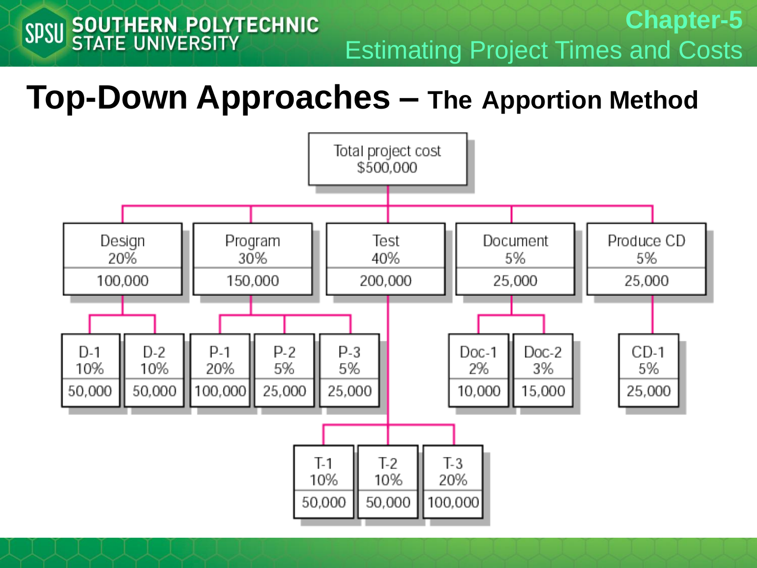# Top-Down Approaches – The Apportion Method

Total project cost
$500,000

| Design 20% | Program 30% | Test 40% | Document 5% | Produce CD 5% |
| --- | --- | --- | --- | --- |
| 100,000 | 150,000 | 200,000 | 25,000 | 25,000 |

| D-1 10% | D-2 10% | P-1 20% | P-2 5% | P-3 5% | Doc-1 2% | Doc-2 3% | CD-1 5% |
| --- | --- | --- | --- | --- | --- | --- | --- |
| 50,000 | 50,000 | 100,000 | 25,000 | 25,000 | 10,000 | 15,000 | 25,000 |

| T-1 10% | T-2 10% | T-3 20% |
| --- | --- | --- |
| 50,000 | 50,000 | 100,000 |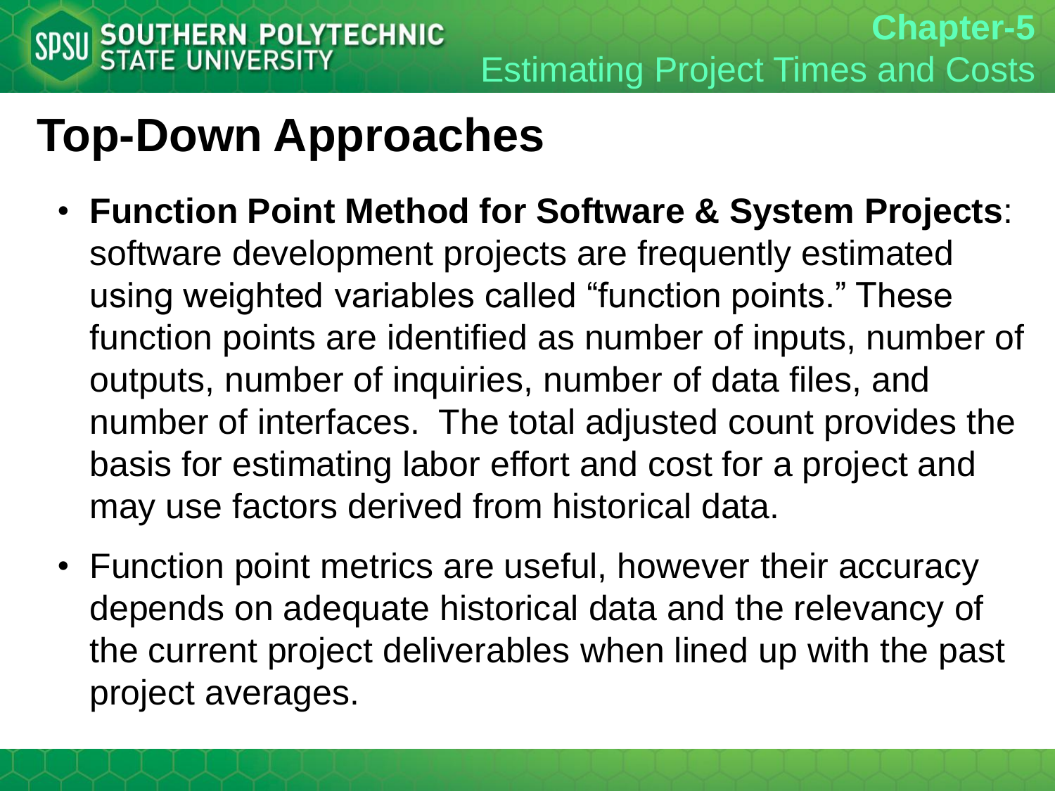# Top-Down Approaches

- **Function Point Method for Software & System Projects**: software development projects are frequently estimated using weighted variables called "function points." These function points are identified as number of inputs, number of outputs, number of inquiries, number of data files, and number of interfaces. The total adjusted count provides the basis for estimating labor effort and cost for a project and may use factors derived from historical data.
- Function point metrics are useful, however their accuracy depends on adequate historical data and the relevancy of the current project deliverables when lined up with the past project averages.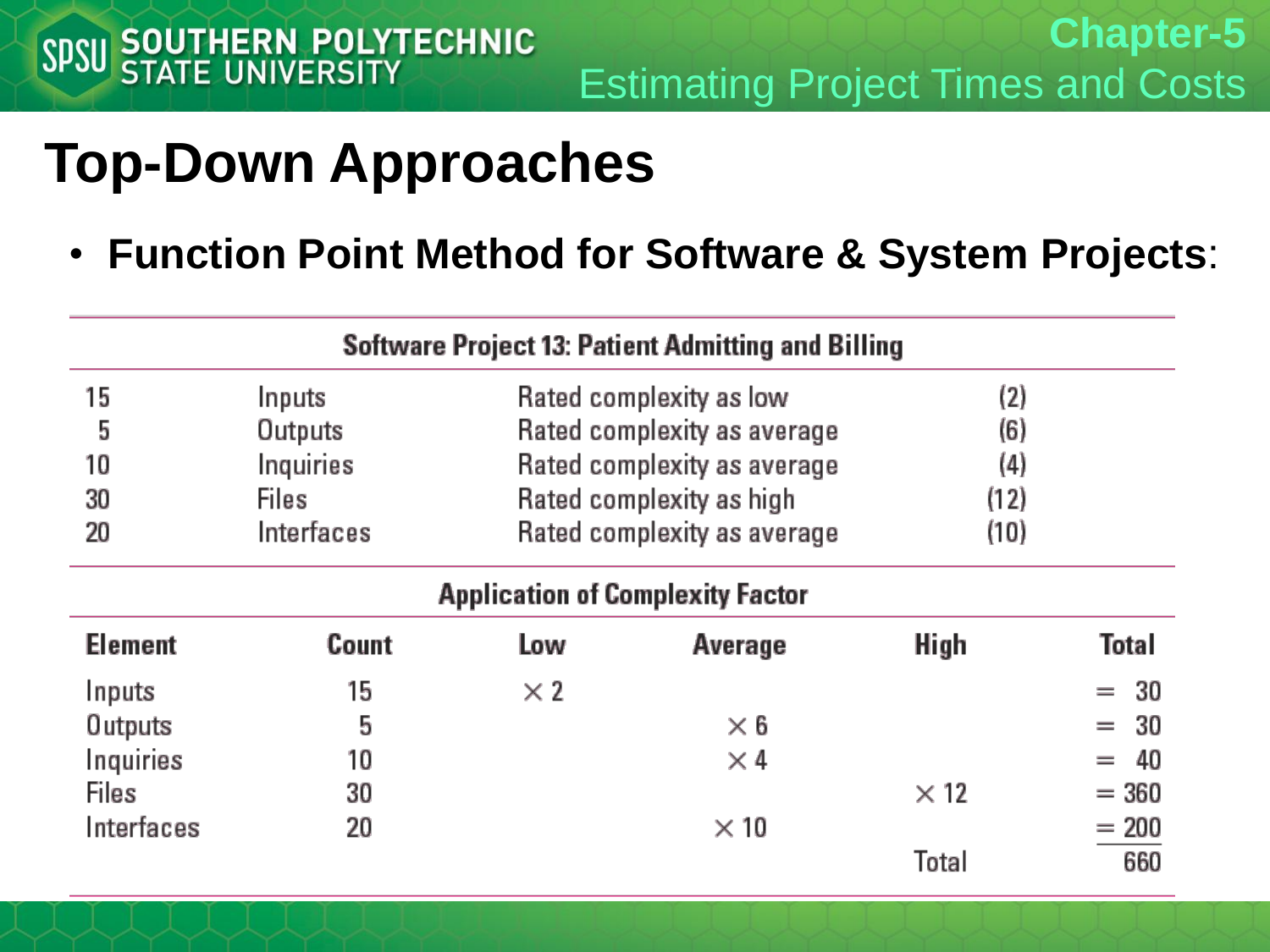# Top-Down Approaches

- **Function Point Method for Software & System Projects**:

| Software Project 13: Patient Admitting and Billing | | | |
|---|---|---|---|
| 15 | Inputs | Rated complexity as low | (2) |
| 5 | Outputs | Rated complexity as average | (6) |
| 10 | Inquiries | Rated complexity as average | (4) |
| 30 | Files | Rated complexity as high | (12) |
| 20 | Interfaces | Rated complexity as average | (10) |

**Application of Complexity Factor**

| Element | Count | Low | Average | High | Total |
|---|---|---|---|---|---|
| Inputs | 15 | × 2 | | | = 30 |
| Outputs | 5 | | × 6 | | = 30 |
| Inquiries | 10 | | × 4 | | = 40 |
| Files | 30 | | | × 12 | = 360 |
| Interfaces | 20 | | × 10 | | = 200 |
| | | | | Total | 660 |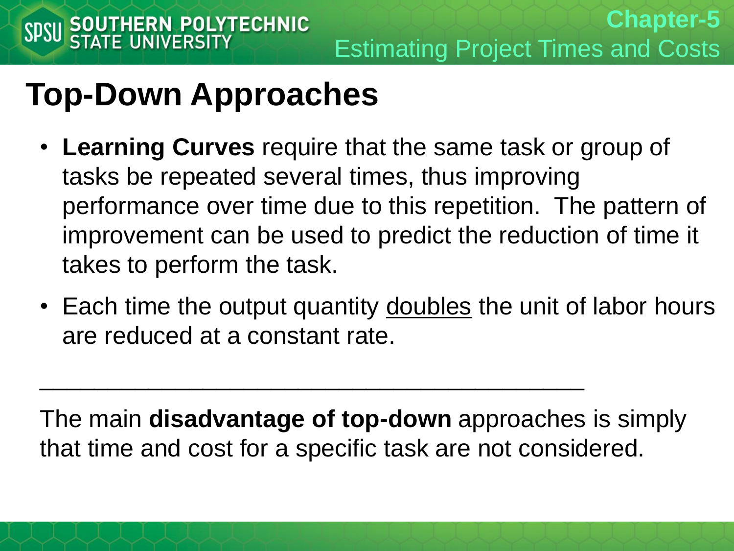# Top-Down Approaches

- **Learning Curves** require that the same task or group of tasks be repeated several times, thus improving performance over time due to this repetition. The pattern of improvement can be used to predict the reduction of time it takes to perform the task.
- Each time the output quantity <u>doubles</u> the unit of labor hours are reduced at a constant rate.

---

The main **disadvantage of top-down** approaches is simply that time and cost for a specific task are not considered.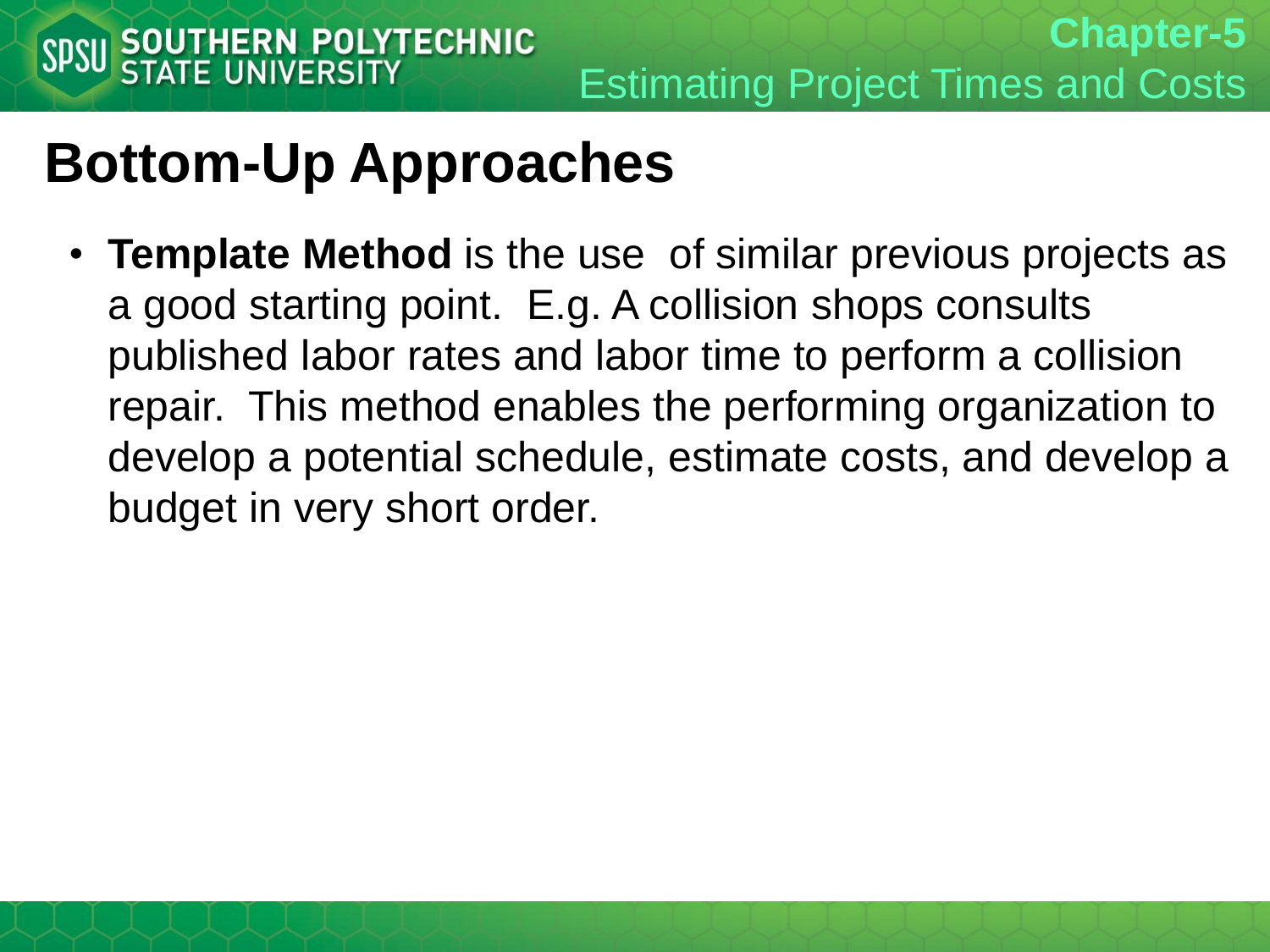# Bottom-Up Approaches

- **Template Method** is the use  of similar previous projects as a good starting point.  E.g. A collision shops consults published labor rates and labor time to perform a collision repair.  This method enables the performing organization to develop a potential schedule, estimate costs, and develop a budget in very short order.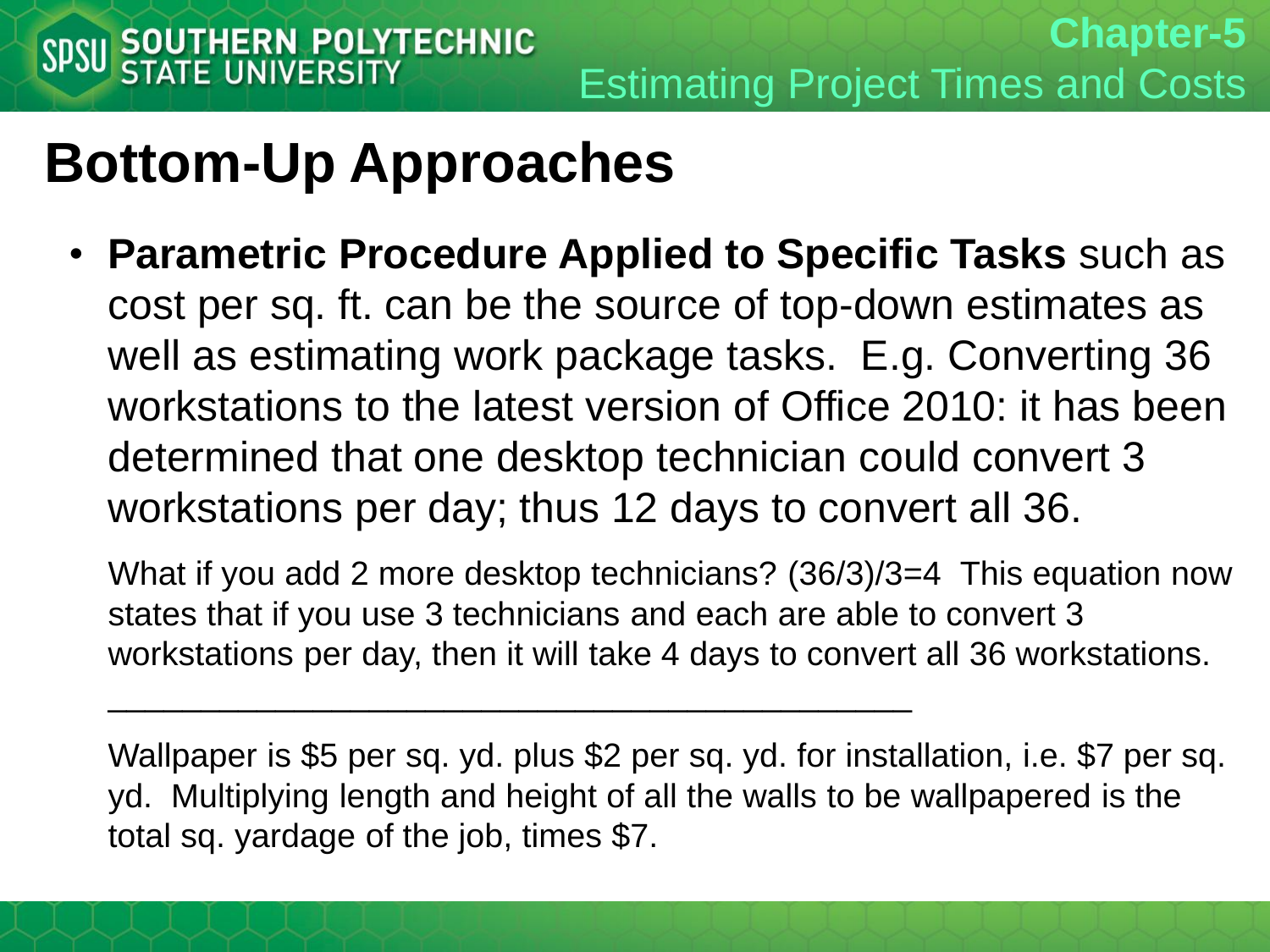# Bottom-Up Approaches

- **Parametric Procedure Applied to Specific Tasks** such as cost per sq. ft. can be the source of top-down estimates as well as estimating work package tasks. E.g. Converting 36 workstations to the latest version of Office 2010: it has been determined that one desktop technician could convert 3 workstations per day; thus 12 days to convert all 36.

  What if you add 2 more desktop technicians? (36/3)/3=4 This equation now states that if you use 3 technicians and each are able to convert 3 workstations per day, then it will take 4 days to convert all 36 workstations.

  ---

  Wallpaper is $5 per sq. yd. plus $2 per sq. yd. for installation, i.e. $7 per sq. yd. Multiplying length and height of all the walls to be wallpapered is the total sq. yardage of the job, times $7.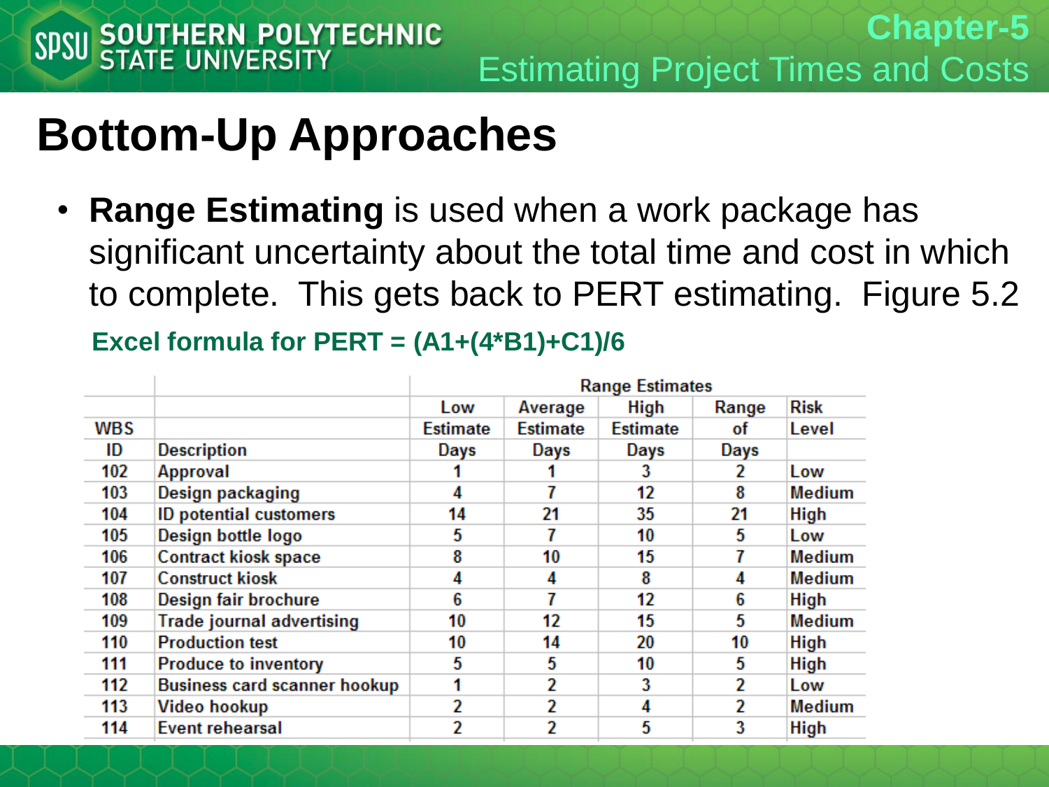# Bottom-Up Approaches

- **Range Estimating** is used when a work package has significant uncertainty about the total time and cost in which to complete. This gets back to PERT estimating. Figure 5.2

**Excel formula for PERT = (A1+(4*B1)+C1)/6**

| | | Range Estimates | | | | |
|---|---|---|---|---|---|---|
| WBS ID | Description | Low Estimate Days | Average Estimate Days | High Estimate Days | Range of Days | Risk Level |
| 102 | Approval | 1 | 1 | 3 | 2 | Low |
| 103 | Design packaging | 4 | 7 | 12 | 8 | Medium |
| 104 | ID potential customers | 14 | 21 | 35 | 21 | High |
| 105 | Design bottle logo | 5 | 7 | 10 | 5 | Low |
| 106 | Contract kiosk space | 8 | 10 | 15 | 7 | Medium |
| 107 | Construct kiosk | 4 | 4 | 8 | 4 | Medium |
| 108 | Design fair brochure | 6 | 7 | 12 | 6 | High |
| 109 | Trade journal advertising | 10 | 12 | 15 | 5 | Medium |
| 110 | Production test | 10 | 14 | 20 | 10 | High |
| 111 | Produce to inventory | 5 | 5 | 10 | 5 | High |
| 112 | Business card scanner hookup | 1 | 2 | 3 | 2 | Low |
| 113 | Video hookup | 2 | 2 | 4 | 2 | Medium |
| 114 | Event rehearsal | 2 | 2 | 5 | 3 | High |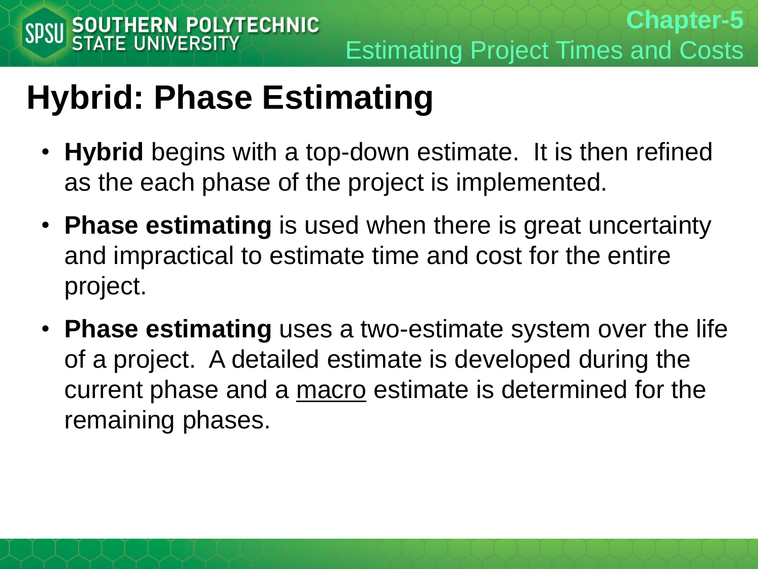# Hybrid: Phase Estimating

- **Hybrid** begins with a top-down estimate. It is then refined as the each phase of the project is implemented.
- **Phase estimating** is used when there is great uncertainty and impractical to estimate time and cost for the entire project.
- **Phase estimating** uses a two-estimate system over the life of a project. A detailed estimate is developed during the current phase and a <u>macro</u> estimate is determined for the remaining phases.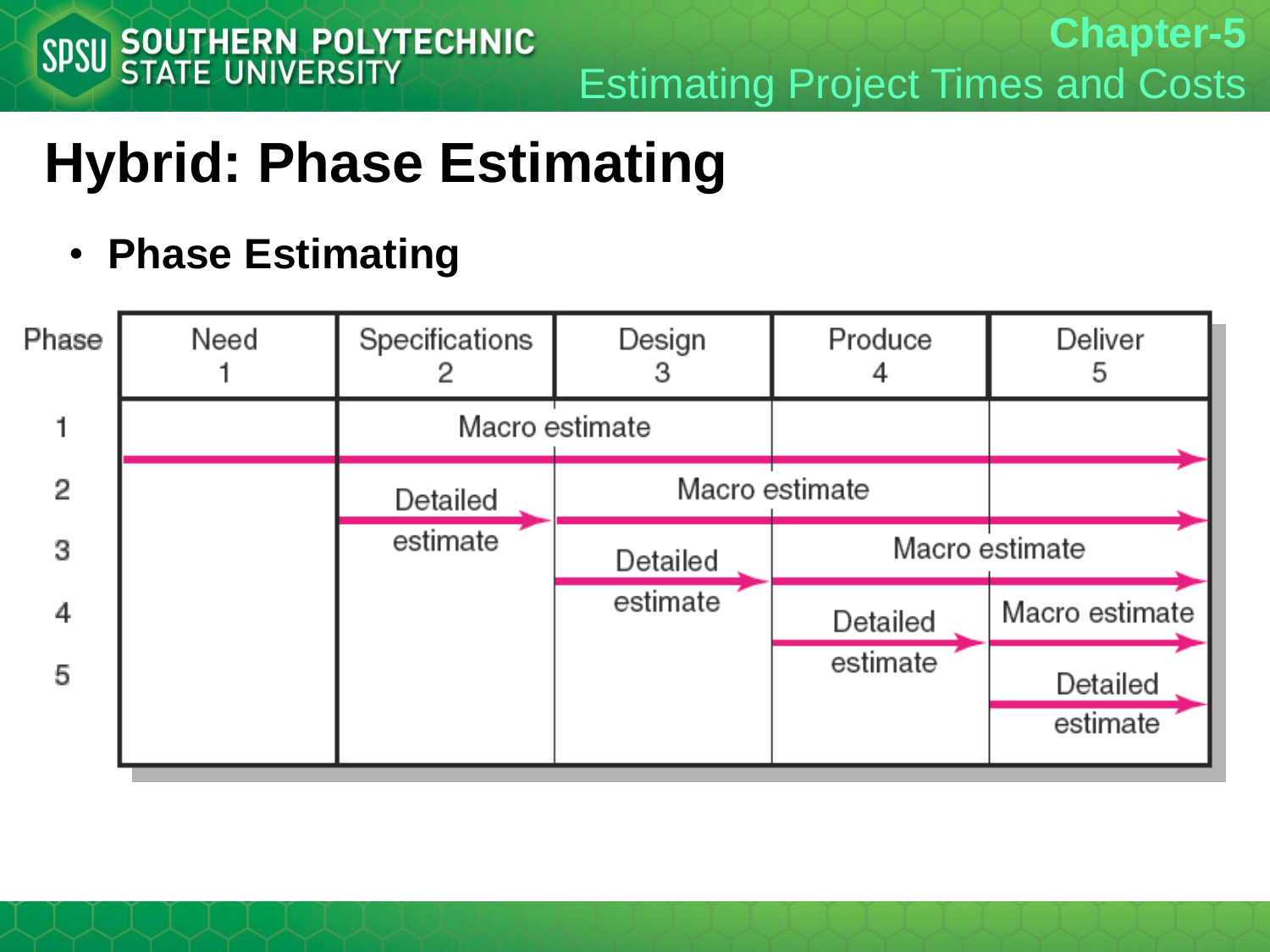# Hybrid: Phase Estimating

- **Phase Estimating**

| Phase | Need 1 | Specifications 2 | Design 3 | Produce 4 | Deliver 5 |
|---|---|---|---|---|---|
| 1 | | Macro estimate | | | |
| 2 | | Detailed estimate | Macro estimate | | |
| 3 | | | Detailed estimate | Macro estimate | |
| 4 | | | | Detailed estimate | Macro estimate |
| 5 | | | | | Detailed estimate |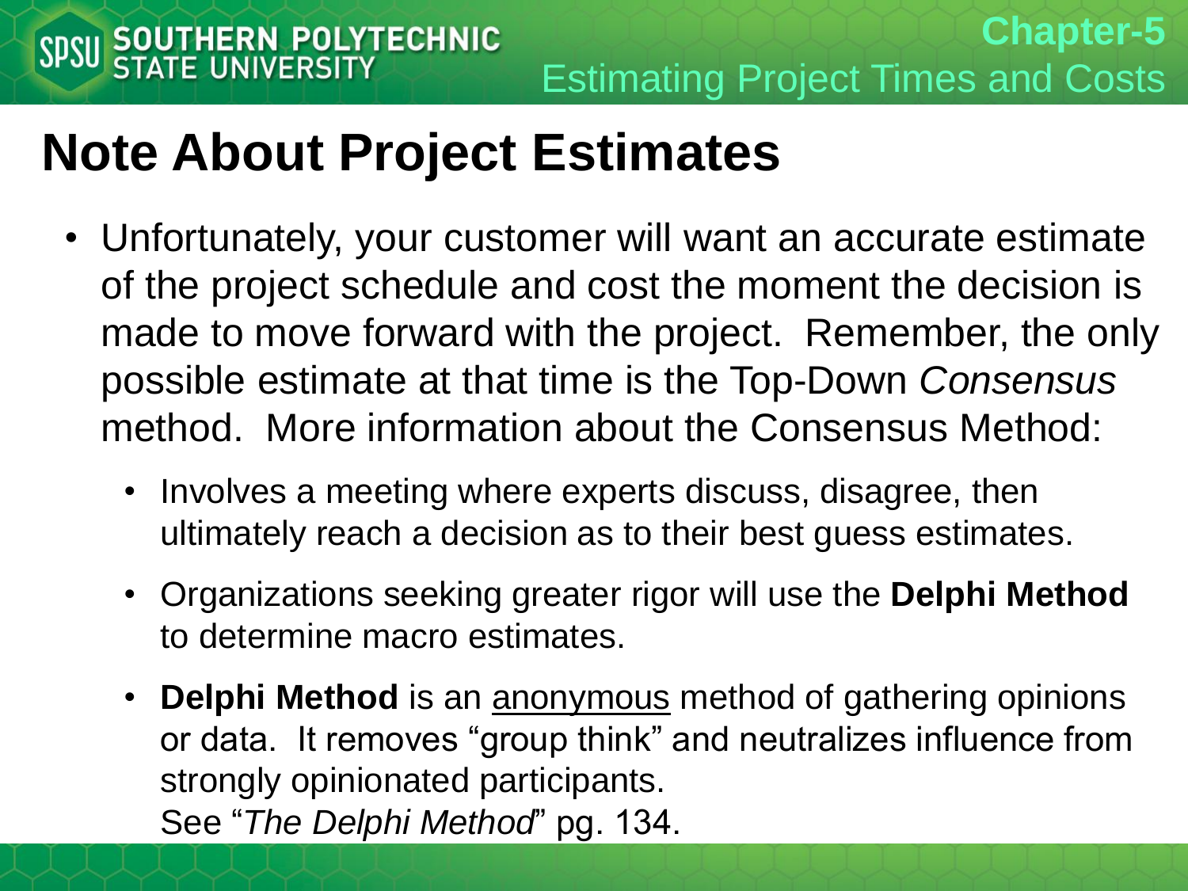# Note About Project Estimates

- Unfortunately, your customer will want an accurate estimate of the project schedule and cost the moment the decision is made to move forward with the project. Remember, the only possible estimate at that time is the Top-Down *Consensus* method. More information about the Consensus Method:
  - Involves a meeting where experts discuss, disagree, then ultimately reach a decision as to their best guess estimates.
  - Organizations seeking greater rigor will use the **Delphi Method** to determine macro estimates.
  - **Delphi Method** is an <u>anonymous</u> method of gathering opinions or data. It removes "group think" and neutralizes influence from strongly opinionated participants.
    See "*The Delphi Method*" pg. 134.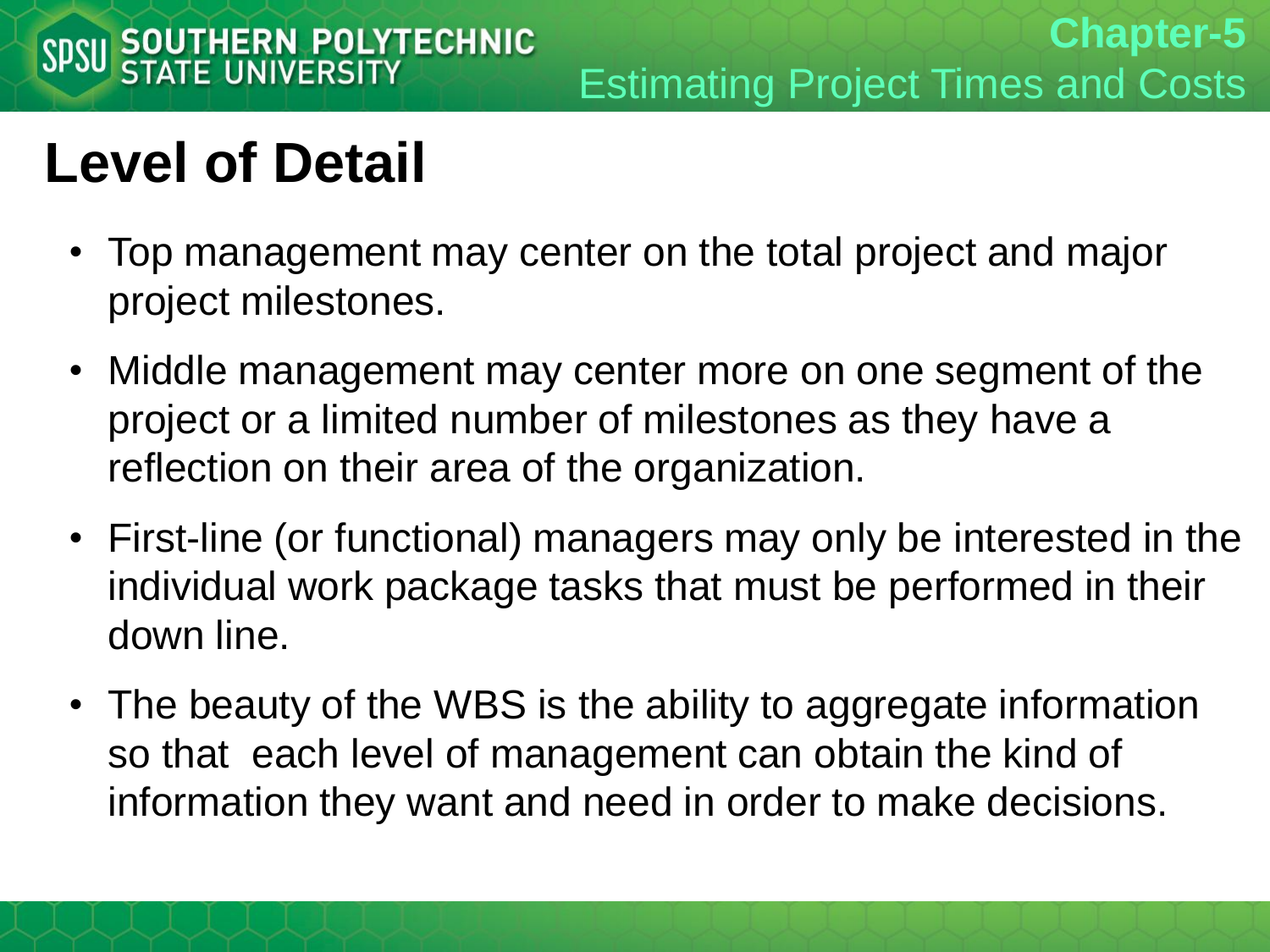# Level of Detail

- Top management may center on the total project and major project milestones.
- Middle management may center more on one segment of the project or a limited number of milestones as they have a reflection on their area of the organization.
- First-line (or functional) managers may only be interested in the individual work package tasks that must be performed in their down line.
- The beauty of the WBS is the ability to aggregate information so that each level of management can obtain the kind of information they want and need in order to make decisions.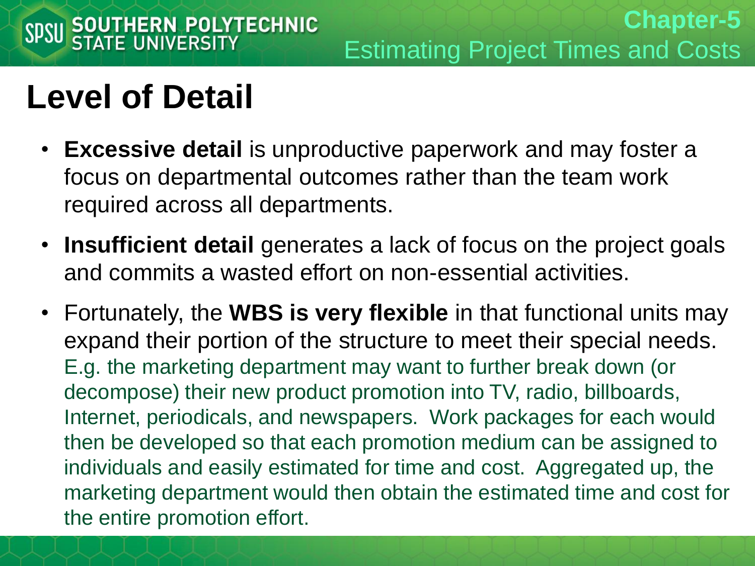# Level of Detail

- **Excessive detail** is unproductive paperwork and may foster a focus on departmental outcomes rather than the team work required across all departments.
- **Insufficient detail** generates a lack of focus on the project goals and commits a wasted effort on non-essential activities.
- Fortunately, the **WBS is very flexible** in that functional units may expand their portion of the structure to meet their special needs. E.g. the marketing department may want to further break down (or decompose) their new product promotion into TV, radio, billboards, Internet, periodicals, and newspapers. Work packages for each would then be developed so that each promotion medium can be assigned to individuals and easily estimated for time and cost. Aggregated up, the marketing department would then obtain the estimated time and cost for the entire promotion effort.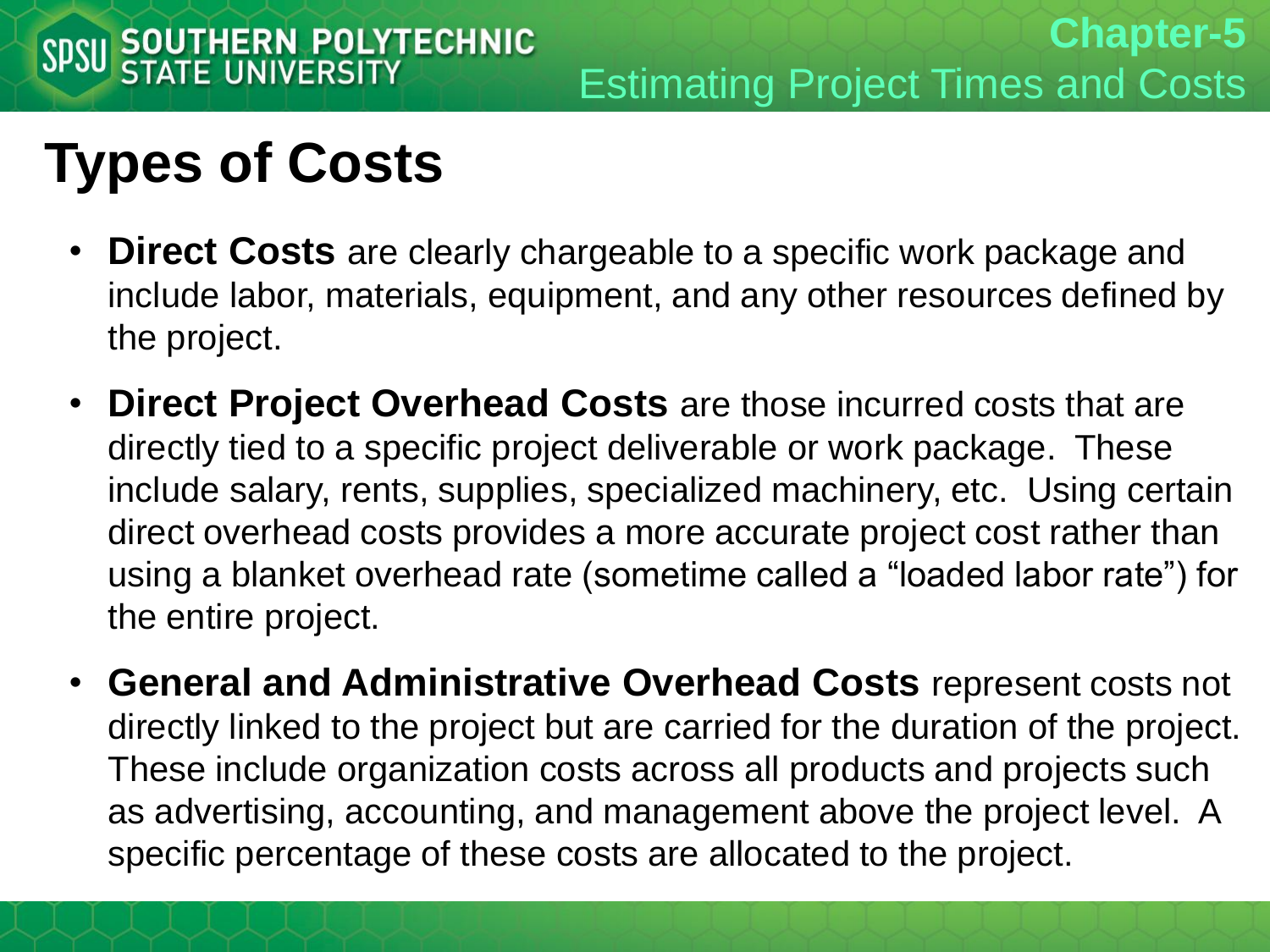# Types of Costs

- **Direct Costs** are clearly chargeable to a specific work package and include labor, materials, equipment, and any other resources defined by the project.
- **Direct Project Overhead Costs** are those incurred costs that are directly tied to a specific project deliverable or work package. These include salary, rents, supplies, specialized machinery, etc. Using certain direct overhead costs provides a more accurate project cost rather than using a blanket overhead rate (sometime called a "loaded labor rate") for the entire project.
- **General and Administrative Overhead Costs** represent costs not directly linked to the project but are carried for the duration of the project. These include organization costs across all products and projects such as advertising, accounting, and management above the project level. A specific percentage of these costs are allocated to the project.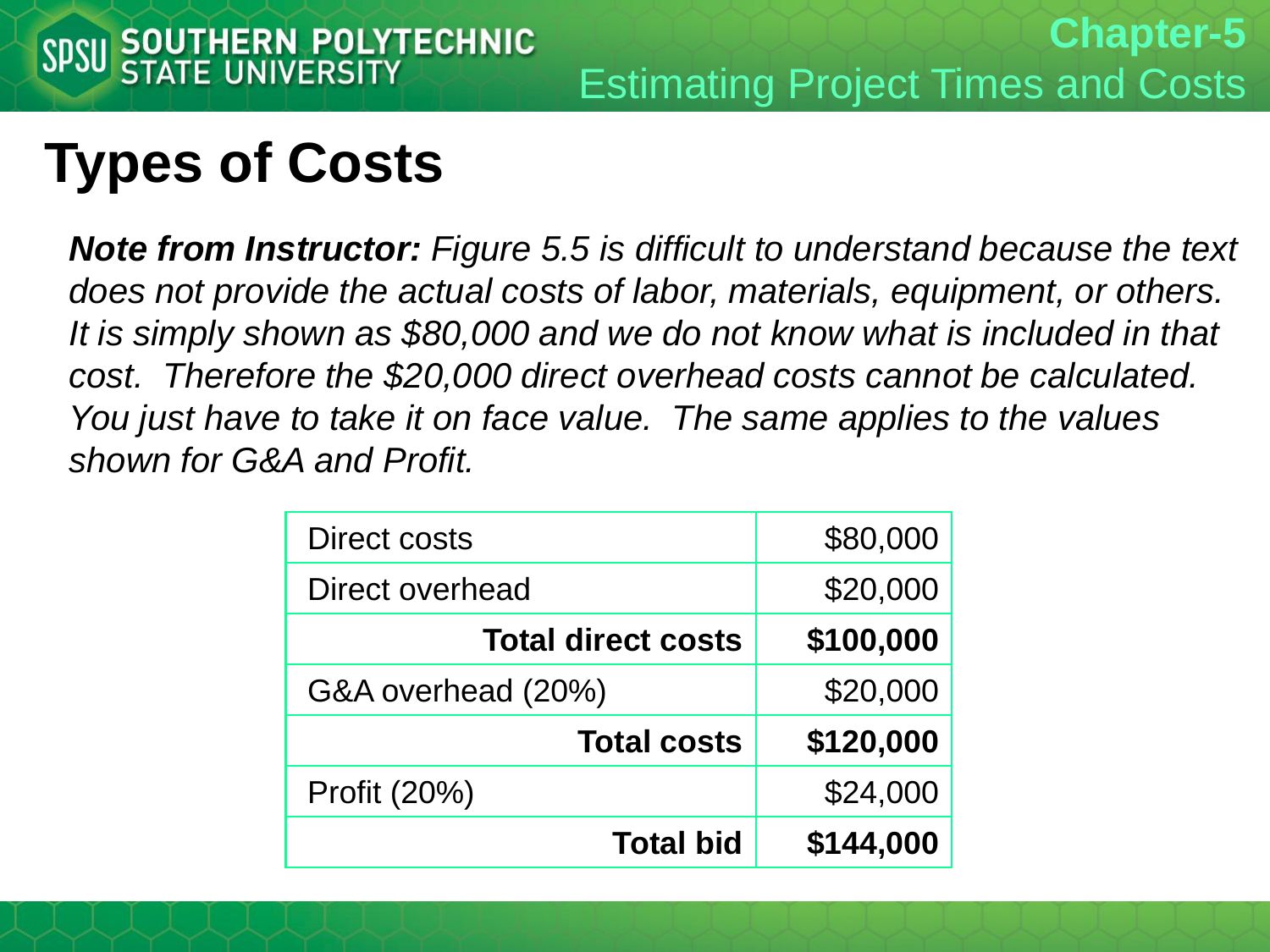# Types of Costs

***Note from Instructor:*** *Figure 5.5 is difficult to understand because the text does not provide the actual costs of labor, materials, equipment, or others. It is simply shown as $80,000 and we do not know what is included in that cost. Therefore the $20,000 direct overhead costs cannot be calculated. You just have to take it on face value. The same applies to the values shown for G&A and Profit.*

| | |
|---|---:|
| Direct costs | $80,000 |
| Direct overhead | $20,000 |
| **Total direct costs** | **$100,000** |
| G&A overhead (20%) | $20,000 |
| **Total costs** | **$120,000** |
| Profit (20%) | $24,000 |
| **Total bid** | **$144,000** |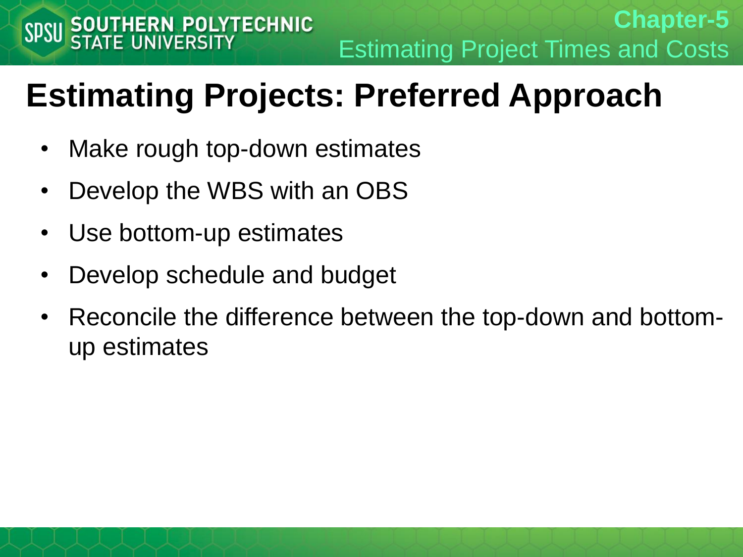# Estimating Projects: Preferred Approach

- Make rough top-down estimates
- Develop the WBS with an OBS
- Use bottom-up estimates
- Develop schedule and budget
- Reconcile the difference between the top-down and bottom-up estimates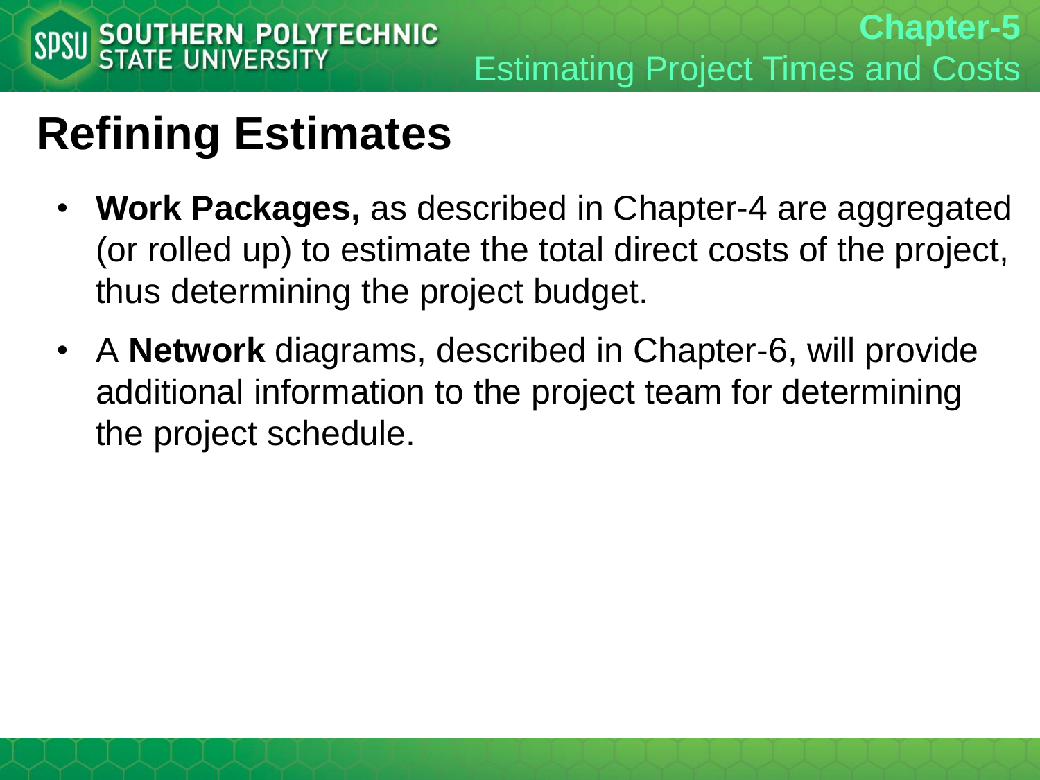# Refining Estimates

- **Work Packages,** as described in Chapter-4 are aggregated (or rolled up) to estimate the total direct costs of the project, thus determining the project budget.
- A **Network** diagrams, described in Chapter-6, will provide additional information to the project team for determining the project schedule.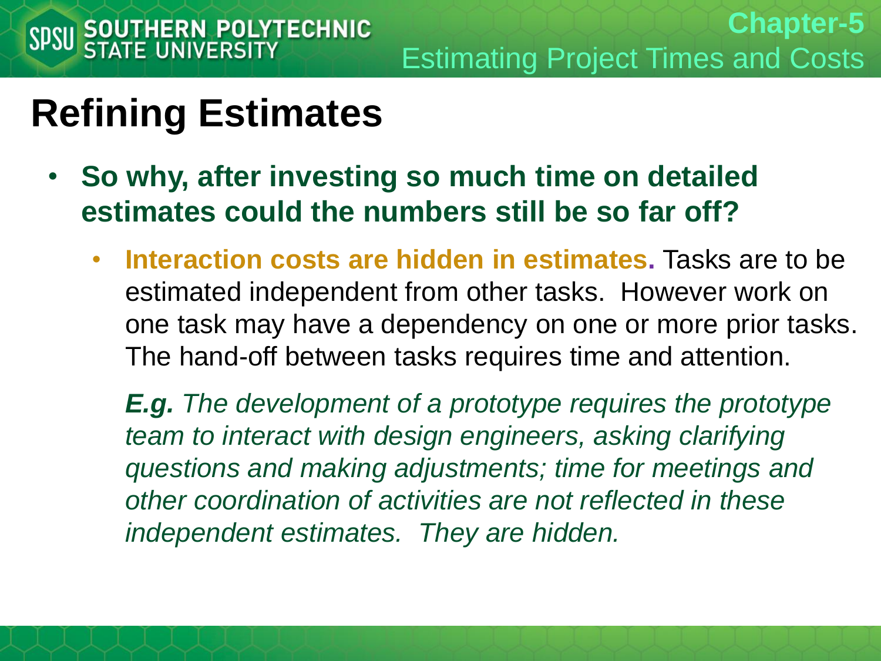# Refining Estimates

- **So why, after investing so much time on detailed estimates could the numbers still be so far off?**
  - **Interaction costs are hidden in estimates.** Tasks are to be estimated independent from other tasks. However work on one task may have a dependency on one or more prior tasks. The hand-off between tasks requires time and attention.

    ***E.g.*** *The development of a prototype requires the prototype team to interact with design engineers, asking clarifying questions and making adjustments; time for meetings and other coordination of activities are not reflected in these independent estimates. They are hidden.*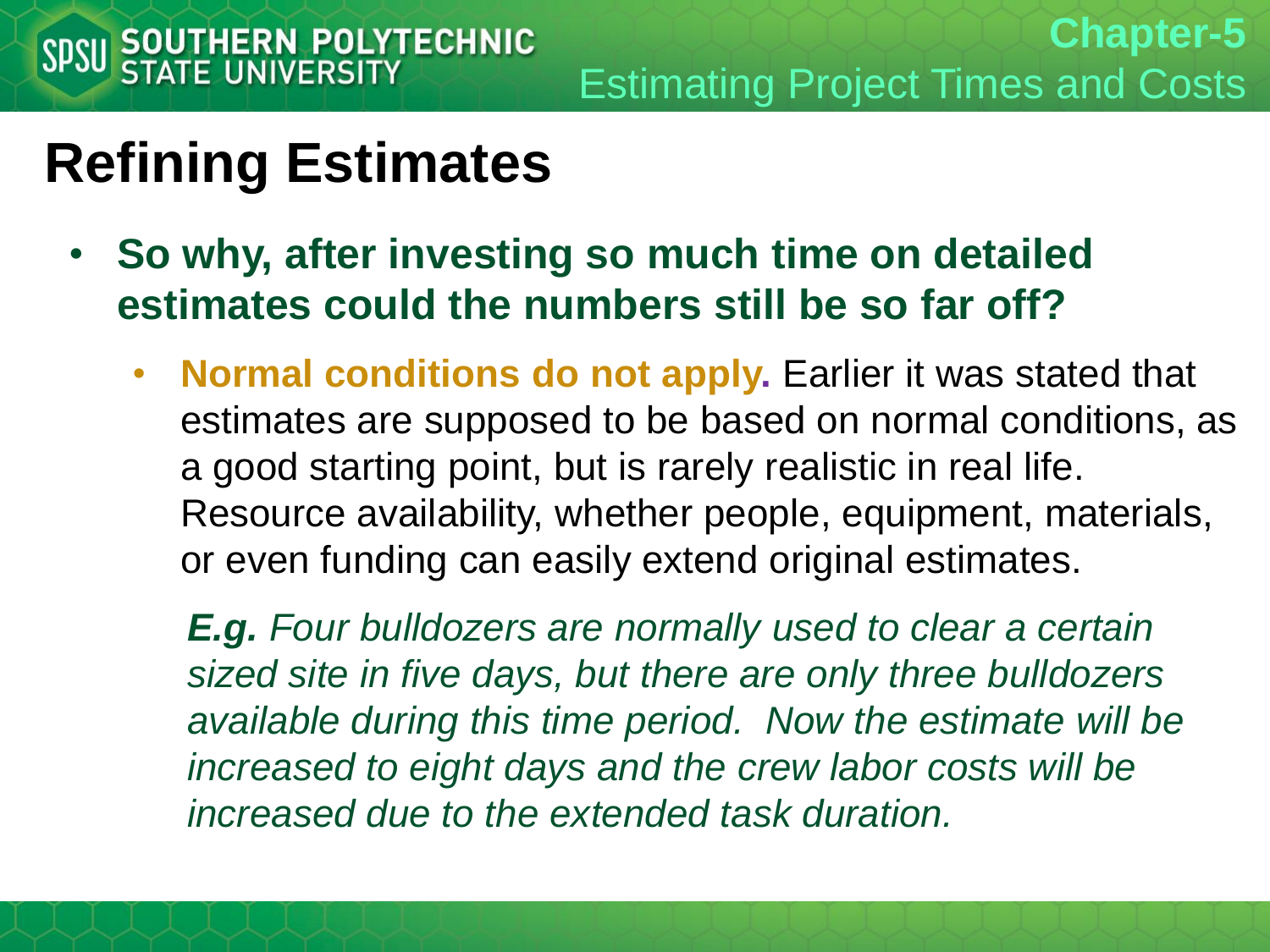# Refining Estimates

- **So why, after investing so much time on detailed estimates could the numbers still be so far off?**
  - **Normal conditions do not apply.** Earlier it was stated that estimates are supposed to be based on normal conditions, as a good starting point, but is rarely realistic in real life. Resource availability, whether people, equipment, materials, or even funding can easily extend original estimates.

    ***E.g.*** *Four bulldozers are normally used to clear a certain sized site in five days, but there are only three bulldozers available during this time period. Now the estimate will be increased to eight days and the crew labor costs will be increased due to the extended task duration.*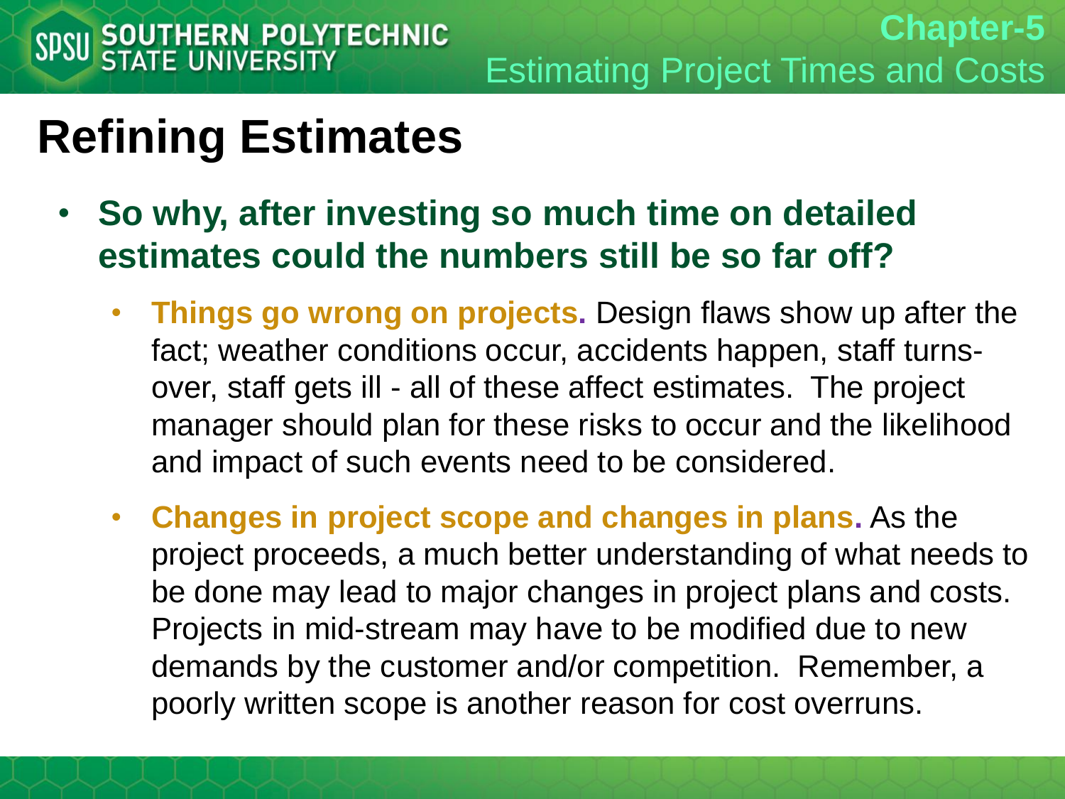# Refining Estimates

- **So why, after investing so much time on detailed estimates could the numbers still be so far off?**
  - **Things go wrong on projects.** Design flaws show up after the fact; weather conditions occur, accidents happen, staff turns-over, staff gets ill - all of these affect estimates. The project manager should plan for these risks to occur and the likelihood and impact of such events need to be considered.
  - **Changes in project scope and changes in plans.** As the project proceeds, a much better understanding of what needs to be done may lead to major changes in project plans and costs. Projects in mid-stream may have to be modified due to new demands by the customer and/or competition. Remember, a poorly written scope is another reason for cost overruns.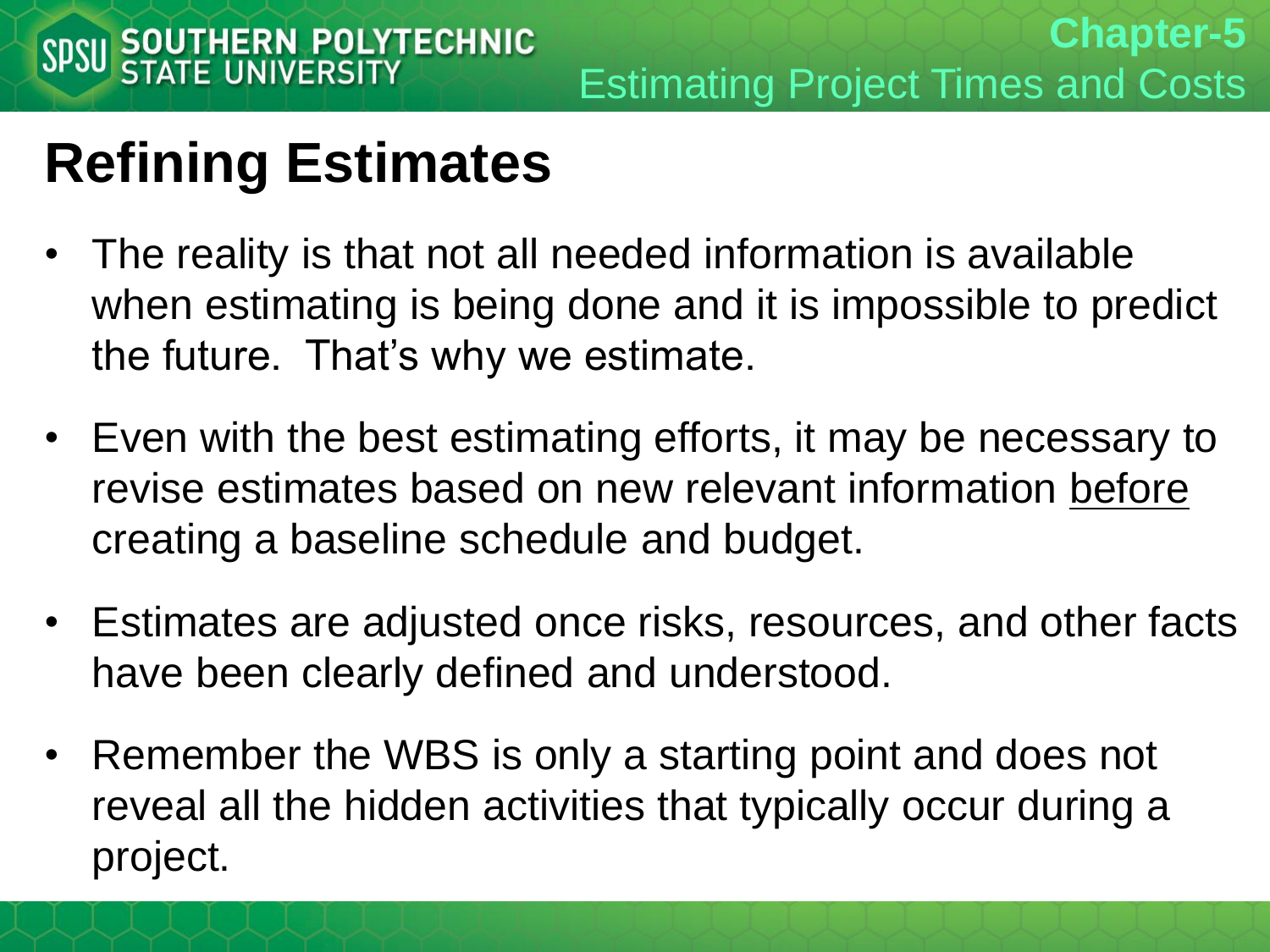# Refining Estimates

- The reality is that not all needed information is available when estimating is being done and it is impossible to predict the future. That's why we estimate.
- Even with the best estimating efforts, it may be necessary to revise estimates based on new relevant information <u>before</u> creating a baseline schedule and budget.
- Estimates are adjusted once risks, resources, and other facts have been clearly defined and understood.
- Remember the WBS is only a starting point and does not reveal all the hidden activities that typically occur during a project.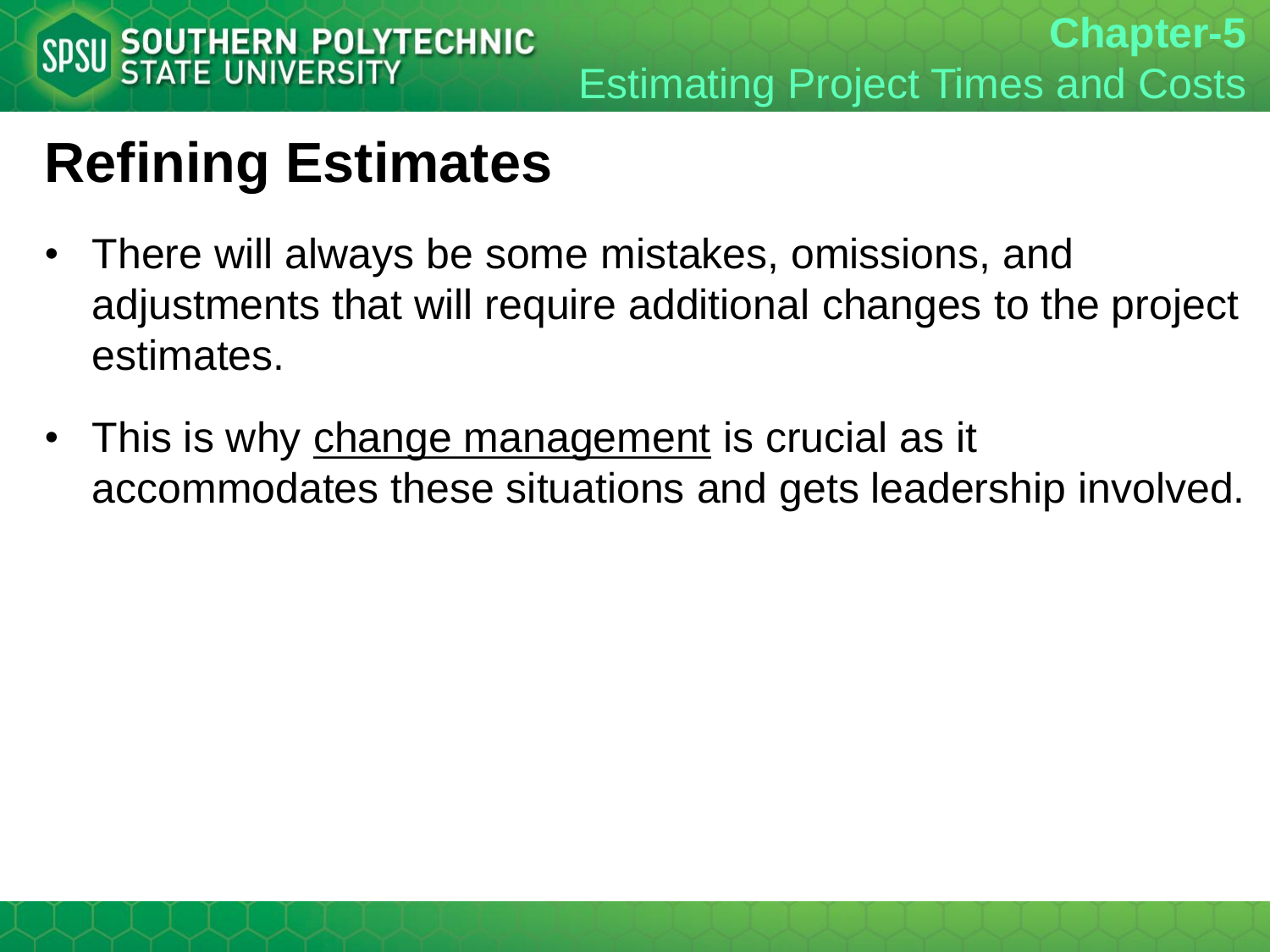# Refining Estimates

- There will always be some mistakes, omissions, and adjustments that will require additional changes to the project estimates.
- This is why <u>change management</u> is crucial as it accommodates these situations and gets leadership involved.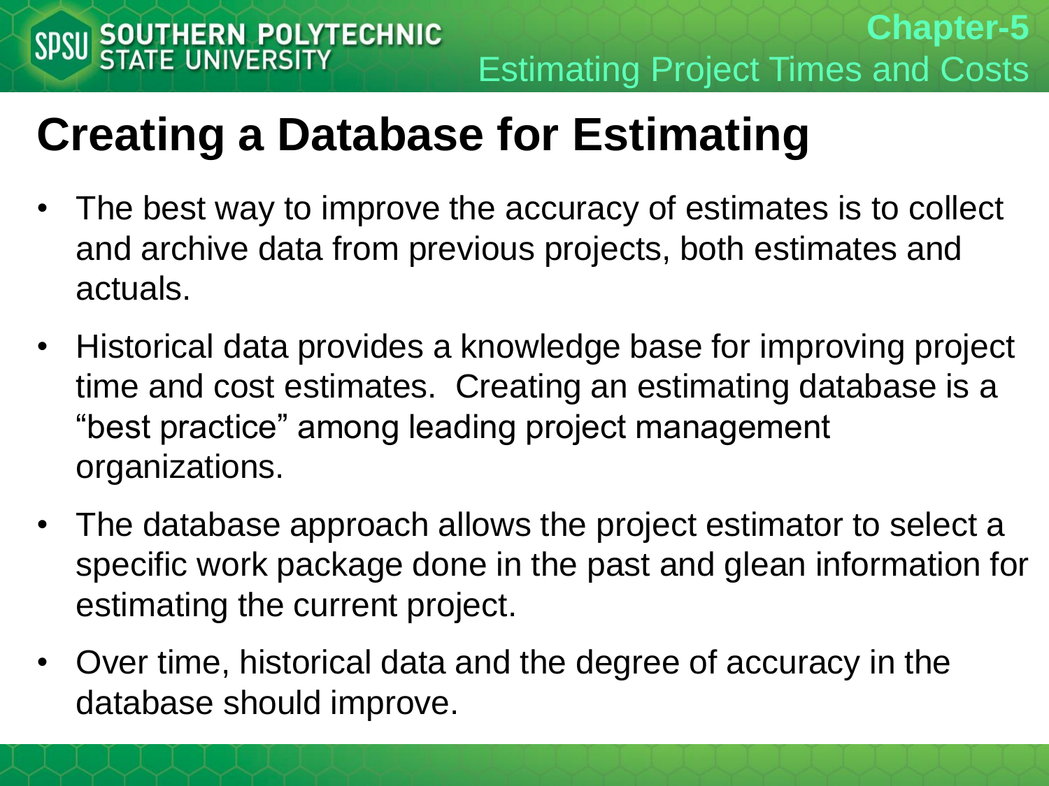# Creating a Database for Estimating

- The best way to improve the accuracy of estimates is to collect and archive data from previous projects, both estimates and actuals.
- Historical data provides a knowledge base for improving project time and cost estimates. Creating an estimating database is a "best practice" among leading project management organizations.
- The database approach allows the project estimator to select a specific work package done in the past and glean information for estimating the current project.
- Over time, historical data and the degree of accuracy in the database should improve.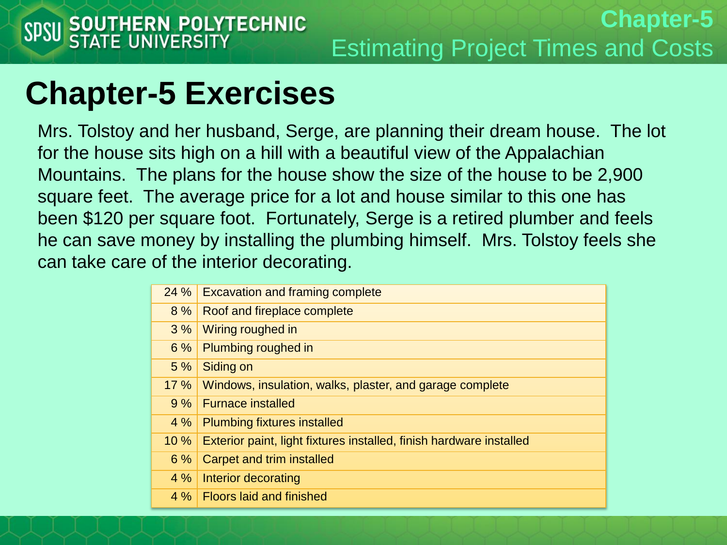# Chapter-5 Exercises

Mrs. Tolstoy and her husband, Serge, are planning their dream house. The lot for the house sits high on a hill with a beautiful view of the Appalachian Mountains. The plans for the house show the size of the house to be 2,900 square feet. The average price for a lot and house similar to this one has been $120 per square foot. Fortunately, Serge is a retired plumber and feels he can save money by installing the plumbing himself. Mrs. Tolstoy feels she can take care of the interior decorating.

| | |
|---|---|
| 24 % | Excavation and framing complete |
| 8 % | Roof and fireplace complete |
| 3 % | Wiring roughed in |
| 6 % | Plumbing roughed in |
| 5 % | Siding on |
| 17 % | Windows, insulation, walks, plaster, and garage complete |
| 9 % | Furnace installed |
| 4 % | Plumbing fixtures installed |
| 10 % | Exterior paint, light fixtures installed, finish hardware installed |
| 6 % | Carpet and trim installed |
| 4 % | Interior decorating |
| 4 % | Floors laid and finished |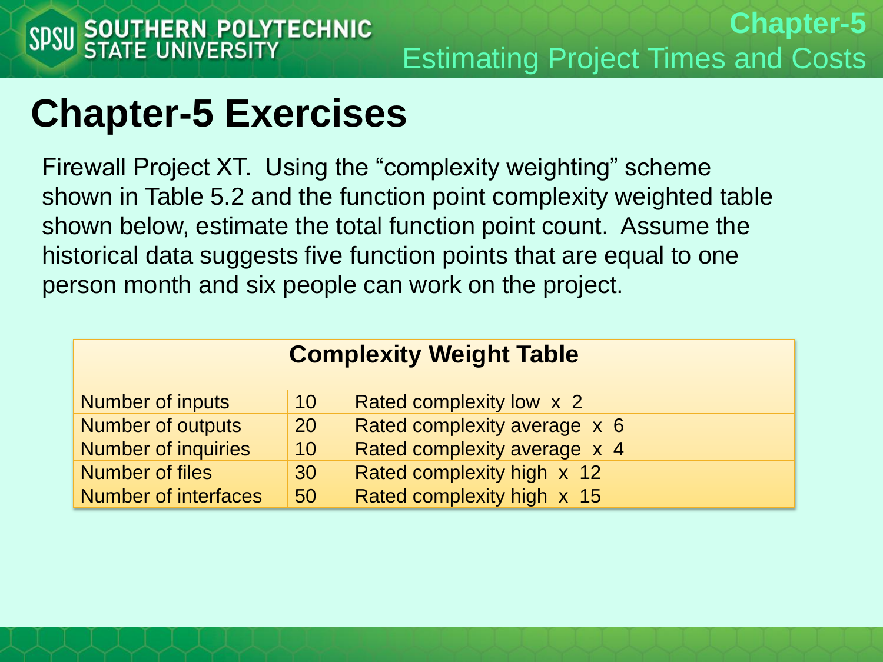# Chapter-5 Exercises

Firewall Project XT. Using the "complexity weighting" scheme shown in Table 5.2 and the function point complexity weighted table shown below, estimate the total function point count. Assume the historical data suggests five function points that are equal to one person month and six people can work on the project.

| Complexity Weight Table | | |
|---|---|---|
| Number of inputs | 10 | Rated complexity low x 2 |
| Number of outputs | 20 | Rated complexity average x 6 |
| Number of inquiries | 10 | Rated complexity average x 4 |
| Number of files | 30 | Rated complexity high x 12 |
| Number of interfaces | 50 | Rated complexity high x 15 |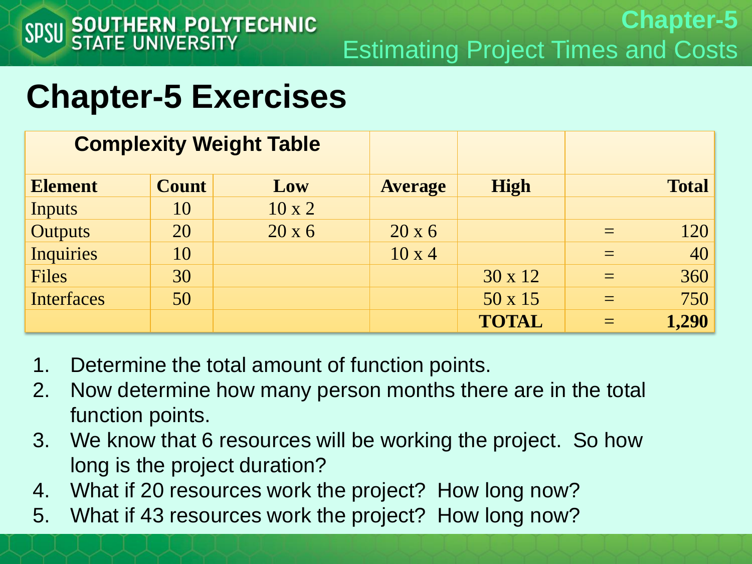# Chapter-5 Exercises

| Complexity Weight Table | | | | | |
|---|---|---|---|---|---|
| **Element** | **Count** | **Low** | **Average** | **High** | **Total** |
| Inputs | 10 | 10 x 2 | | | |
| Outputs | 20 | 20 x 6 | 20 x 6 | | = 120 |
| Inquiries | 10 | | 10 x 4 | | = 40 |
| Files | 30 | | | 30 x 12 | = 360 |
| Interfaces | 50 | | | 50 x 15 | = 750 |
| | | | | **TOTAL** | **= 1,290** |

1. Determine the total amount of function points.
2. Now determine how many person months there are in the total function points.
3. We know that 6 resources will be working the project. So how long is the project duration?
4. What if 20 resources work the project? How long now?
5. What if 43 resources work the project? How long now?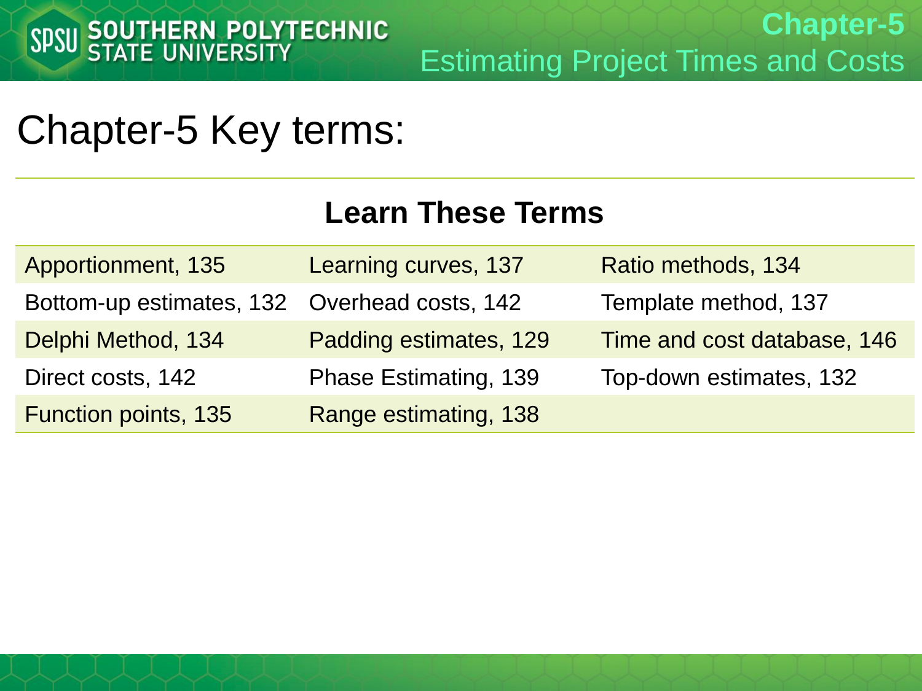# Chapter-5 Key terms:

### Learn These Terms

| | | |
|---|---|---|
| Apportionment, 135 | Learning curves, 137 | Ratio methods, 134 |
| Bottom-up estimates, 132 | Overhead costs, 142 | Template method, 137 |
| Delphi Method, 134 | Padding estimates, 129 | Time and cost database, 146 |
| Direct costs, 142 | Phase Estimating, 139 | Top-down estimates, 132 |
| Function points, 135 | Range estimating, 138 | |